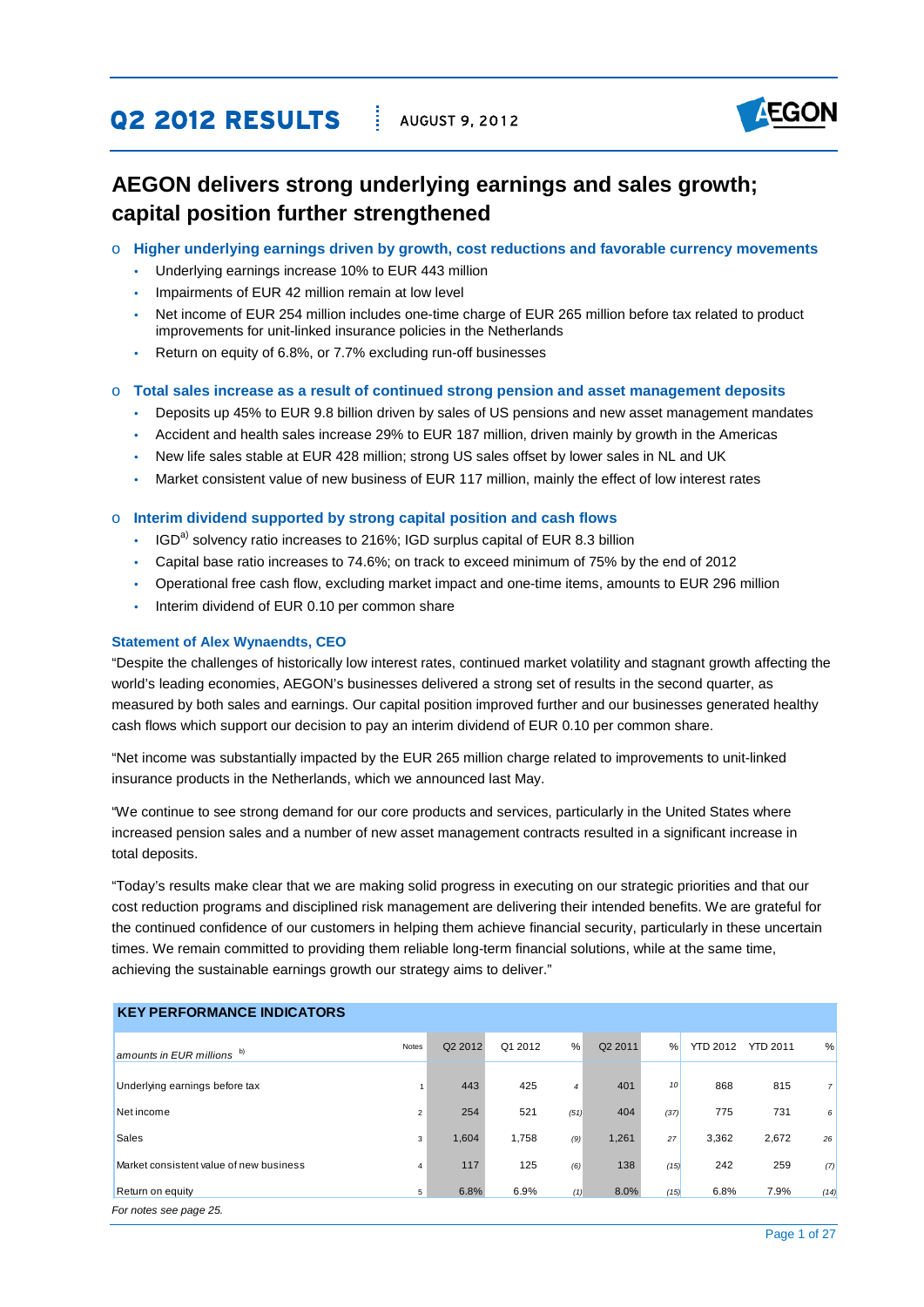# Q2 2012 RESULTS

AUGUST 9, 2012

## AEGON delivers strong underlying earnings and sales growth; capital position further strengthened

- **Higher underlying earnings driven by growth, cost reductions and favorable currency movements**
  - Underlying earnings increase 10% to EUR 443 million
  - Impairments of EUR 42 million remain at low level
  - Net income of EUR 254 million includes one-time charge of EUR 265 million before tax related to product improvements for unit-linked insurance policies in the Netherlands
  - Return on equity of 6.8%, or 7.7% excluding run-off businesses

- **Total sales increase as a result of continued strong pension and asset management deposits**
  - Deposits up 45% to EUR 9.8 billion driven by sales of US pensions and new asset management mandates
  - Accident and health sales increase 29% to EUR 187 million, driven mainly by growth in the Americas
  - New life sales stable at EUR 428 million; strong US sales offset by lower sales in NL and UK
  - Market consistent value of new business of EUR 117 million, mainly the effect of low interest rates

- **Interim dividend supported by strong capital position and cash flows**
  - IGD[a)] solvency ratio increases to 216%; IGD surplus capital of EUR 8.3 billion
  - Capital base ratio increases to 74.6%; on track to exceed minimum of 75% by the end of 2012
  - Operational free cash flow, excluding market impact and one-time items, amounts to EUR 296 million
  - Interim dividend of EUR 0.10 per common share

### Statement of Alex Wynaendts, CEO

"Despite the challenges of historically low interest rates, continued market volatility and stagnant growth affecting the world's leading economies, AEGON's businesses delivered a strong set of results in the second quarter, as measured by both sales and earnings. Our capital position improved further and our businesses generated healthy cash flows which support our decision to pay an interim dividend of EUR 0.10 per common share.

"Net income was substantially impacted by the EUR 265 million charge related to improvements to unit-linked insurance products in the Netherlands, which we announced last May.

"We continue to see strong demand for our core products and services, particularly in the United States where increased pension sales and a number of new asset management contracts resulted in a significant increase in total deposits.

"Today's results make clear that we are making solid progress in executing on our strategic priorities and that our cost reduction programs and disciplined risk management are delivering their intended benefits. We are grateful for the continued confidence of our customers in helping them achieve financial security, particularly in these uncertain times. We remain committed to providing them reliable long-term financial solutions, while at the same time, achieving the sustainable earnings growth our strategy aims to deliver."

**KEY PERFORMANCE INDICATORS**

| *amounts in EUR millions* [b)] | Notes | Q2 2012 | Q1 2012 | % | Q2 2011 | % | YTD 2012 | YTD 2011 | % |
|---|---|---|---|---|---|---|---|---|---|
| Underlying earnings before tax | 1 | 443 | 425 | 4 | 401 | 10 | 868 | 815 | 7 |
| Net income | 2 | 254 | 521 | (51) | 404 | (37) | 775 | 731 | 6 |
| Sales | 3 | 1,604 | 1,758 | (9) | 1,261 | 27 | 3,362 | 2,672 | 26 |
| Market consistent value of new business | 4 | 117 | 125 | (6) | 138 | (15) | 242 | 259 | (7) |
| Return on equity | 5 | 6.8% | 6.9% | (1) | 8.0% | (15) | 6.8% | 7.9% | (14) |

*For notes see page 25.*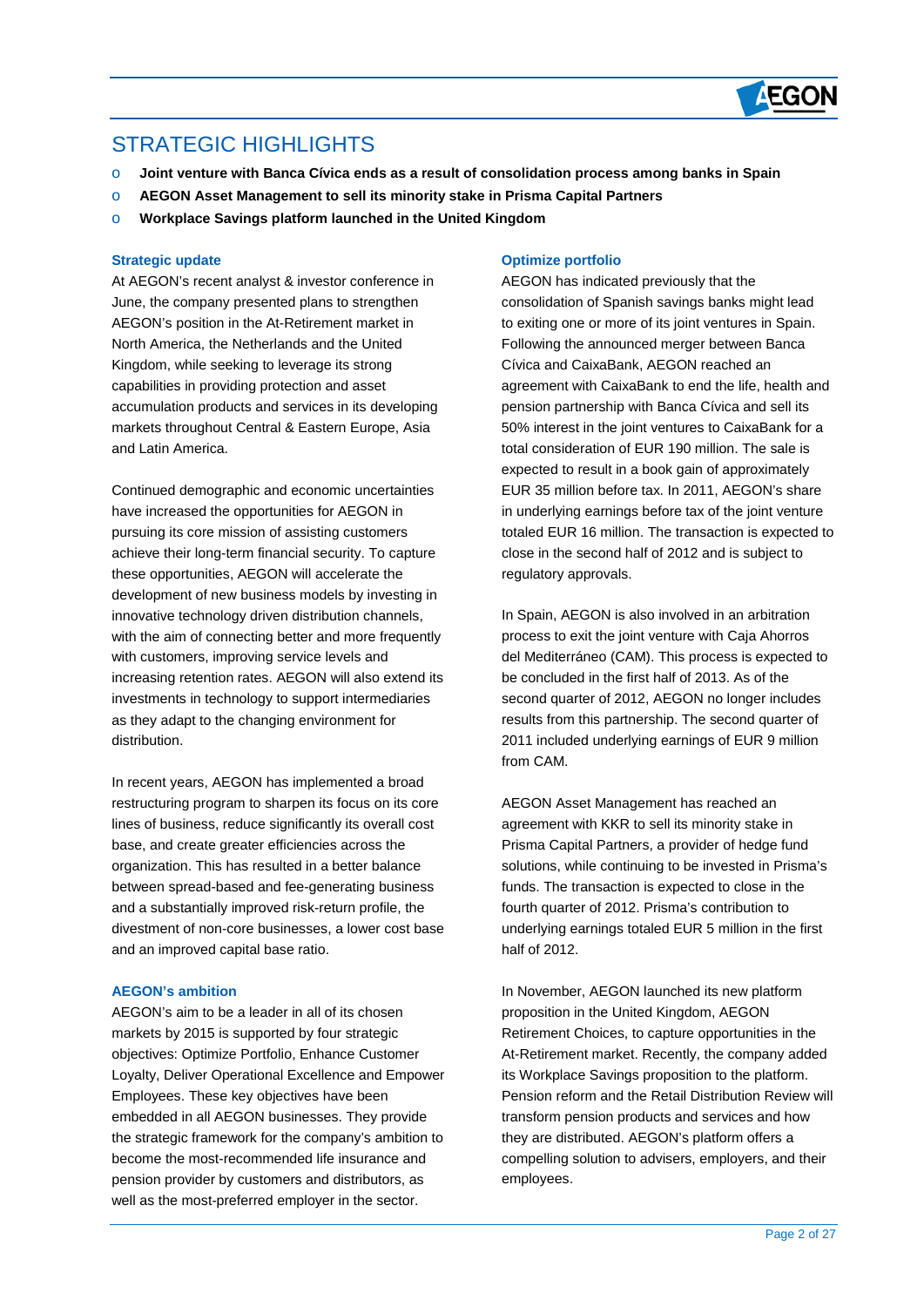# STRATEGIC HIGHLIGHTS

- **Joint venture with Banca Cívica ends as a result of consolidation process among banks in Spain**
- **AEGON Asset Management to sell its minority stake in Prisma Capital Partners**
- **Workplace Savings platform launched in the United Kingdom**

### Strategic update

At AEGON's recent analyst & investor conference in June, the company presented plans to strengthen AEGON's position in the At-Retirement market in North America, the Netherlands and the United Kingdom, while seeking to leverage its strong capabilities in providing protection and asset accumulation products and services in its developing markets throughout Central & Eastern Europe, Asia and Latin America.

Continued demographic and economic uncertainties have increased the opportunities for AEGON in pursuing its core mission of assisting customers achieve their long-term financial security. To capture these opportunities, AEGON will accelerate the development of new business models by investing in innovative technology driven distribution channels, with the aim of connecting better and more frequently with customers, improving service levels and increasing retention rates. AEGON will also extend its investments in technology to support intermediaries as they adapt to the changing environment for distribution.

In recent years, AEGON has implemented a broad restructuring program to sharpen its focus on its core lines of business, reduce significantly its overall cost base, and create greater efficiencies across the organization. This has resulted in a better balance between spread-based and fee-generating business and a substantially improved risk-return profile, the divestment of non-core businesses, a lower cost base and an improved capital base ratio.

### AEGON's ambition

AEGON's aim to be a leader in all of its chosen markets by 2015 is supported by four strategic objectives: Optimize Portfolio, Enhance Customer Loyalty, Deliver Operational Excellence and Empower Employees. These key objectives have been embedded in all AEGON businesses. They provide the strategic framework for the company's ambition to become the most-recommended life insurance and pension provider by customers and distributors, as well as the most-preferred employer in the sector.

### Optimize portfolio

AEGON has indicated previously that the consolidation of Spanish savings banks might lead to exiting one or more of its joint ventures in Spain. Following the announced merger between Banca Cívica and CaixaBank, AEGON reached an agreement with CaixaBank to end the life, health and pension partnership with Banca Cívica and sell its 50% interest in the joint ventures to CaixaBank for a total consideration of EUR 190 million. The sale is expected to result in a book gain of approximately EUR 35 million before tax. In 2011, AEGON's share in underlying earnings before tax of the joint venture totaled EUR 16 million. The transaction is expected to close in the second half of 2012 and is subject to regulatory approvals.

In Spain, AEGON is also involved in an arbitration process to exit the joint venture with Caja Ahorros del Mediterráneo (CAM). This process is expected to be concluded in the first half of 2013. As of the second quarter of 2012, AEGON no longer includes results from this partnership. The second quarter of 2011 included underlying earnings of EUR 9 million from CAM.

AEGON Asset Management has reached an agreement with KKR to sell its minority stake in Prisma Capital Partners, a provider of hedge fund solutions, while continuing to be invested in Prisma's funds. The transaction is expected to close in the fourth quarter of 2012. Prisma's contribution to underlying earnings totaled EUR 5 million in the first half of 2012.

In November, AEGON launched its new platform proposition in the United Kingdom, AEGON Retirement Choices, to capture opportunities in the At-Retirement market. Recently, the company added its Workplace Savings proposition to the platform. Pension reform and the Retail Distribution Review will transform pension products and services and how they are distributed. AEGON's platform offers a compelling solution to advisers, employers, and their employees.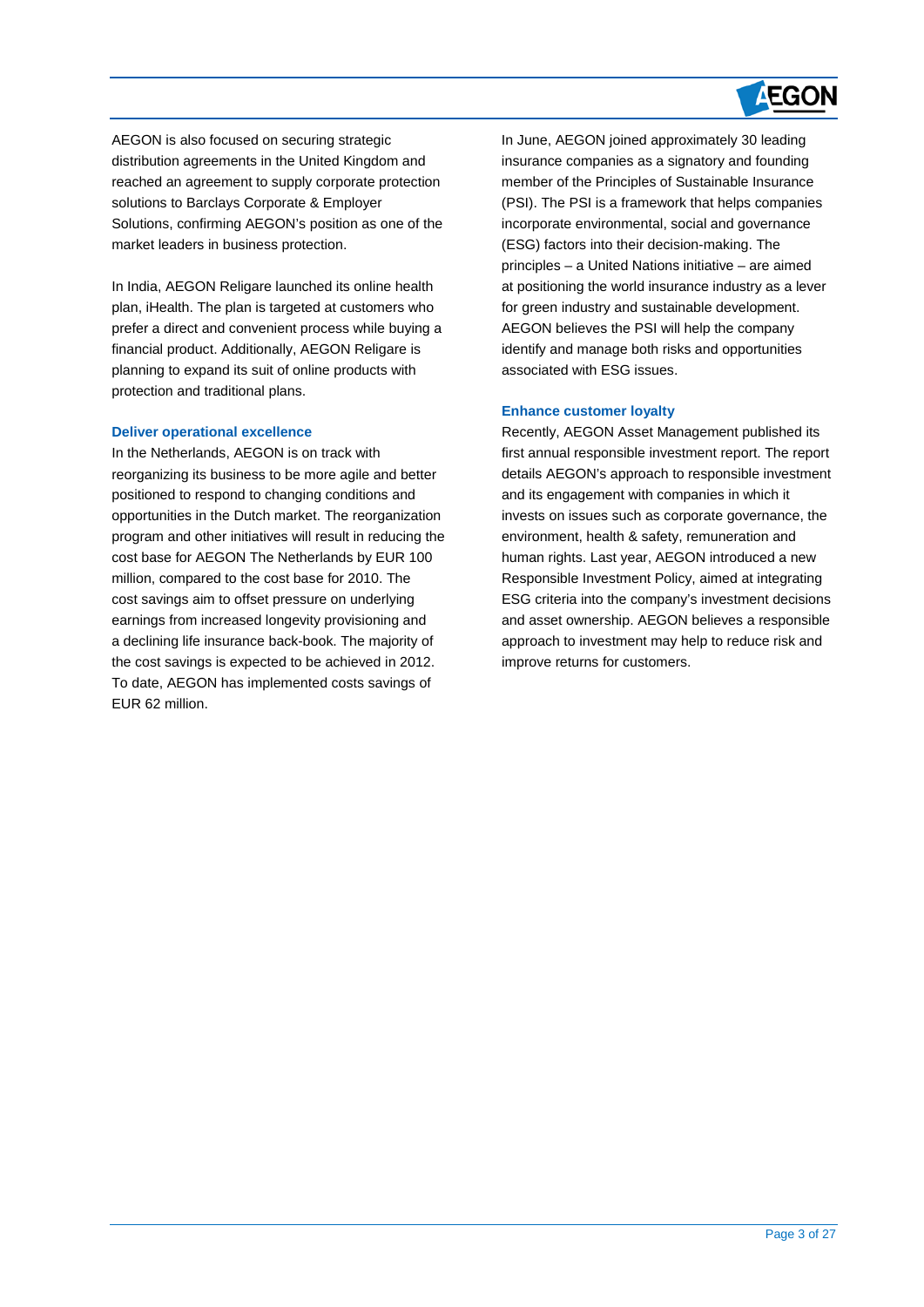AEGON is also focused on securing strategic distribution agreements in the United Kingdom and reached an agreement to supply corporate protection solutions to Barclays Corporate & Employer Solutions, confirming AEGON's position as one of the market leaders in business protection.

In India, AEGON Religare launched its online health plan, iHealth. The plan is targeted at customers who prefer a direct and convenient process while buying a financial product. Additionally, AEGON Religare is planning to expand its suit of online products with protection and traditional plans.

### Deliver operational excellence

In the Netherlands, AEGON is on track with reorganizing its business to be more agile and better positioned to respond to changing conditions and opportunities in the Dutch market. The reorganization program and other initiatives will result in reducing the cost base for AEGON The Netherlands by EUR 100 million, compared to the cost base for 2010. The cost savings aim to offset pressure on underlying earnings from increased longevity provisioning and a declining life insurance back-book. The majority of the cost savings is expected to be achieved in 2012. To date, AEGON has implemented costs savings of EUR 62 million.

In June, AEGON joined approximately 30 leading insurance companies as a signatory and founding member of the Principles of Sustainable Insurance (PSI). The PSI is a framework that helps companies incorporate environmental, social and governance (ESG) factors into their decision-making. The principles – a United Nations initiative – are aimed at positioning the world insurance industry as a lever for green industry and sustainable development. AEGON believes the PSI will help the company identify and manage both risks and opportunities associated with ESG issues.

### Enhance customer loyalty

Recently, AEGON Asset Management published its first annual responsible investment report. The report details AEGON's approach to responsible investment and its engagement with companies in which it invests on issues such as corporate governance, the environment, health & safety, remuneration and human rights. Last year, AEGON introduced a new Responsible Investment Policy, aimed at integrating ESG criteria into the company's investment decisions and asset ownership. AEGON believes a responsible approach to investment may help to reduce risk and improve returns for customers.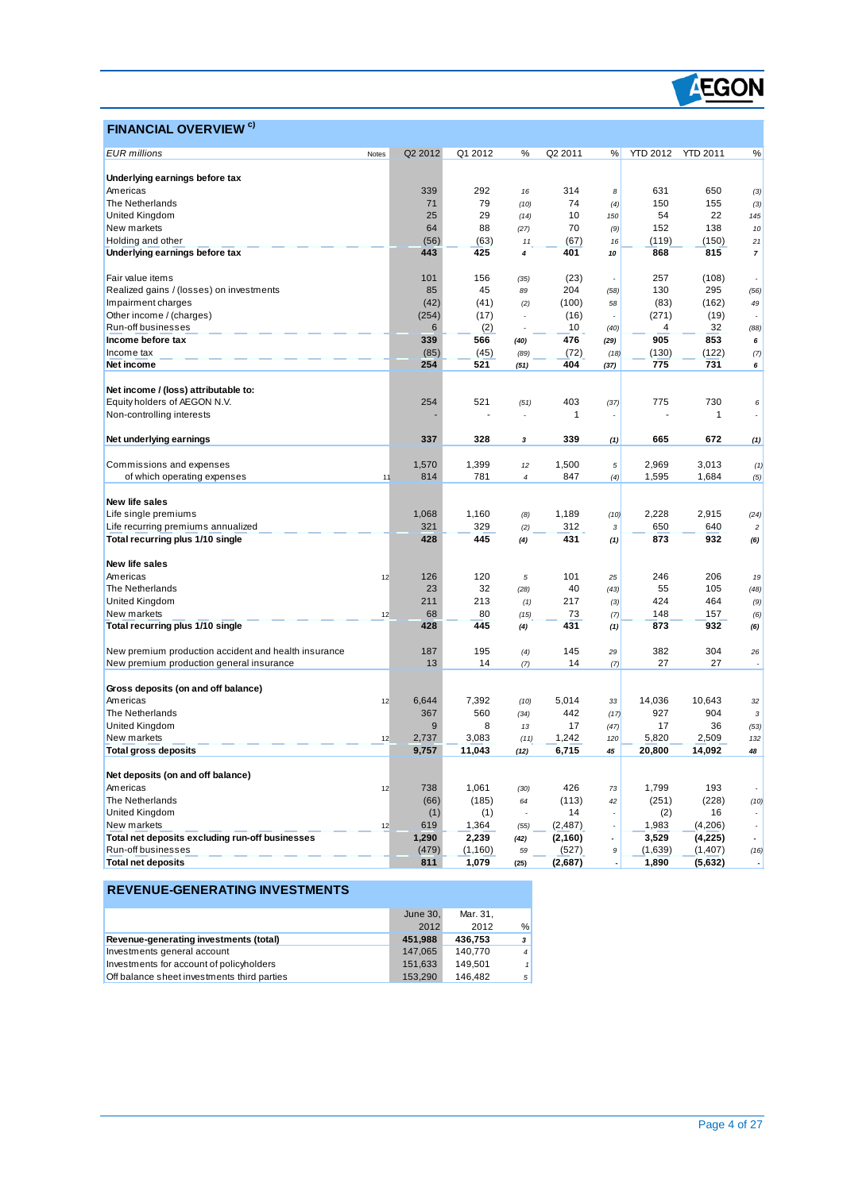## FINANCIAL OVERVIEW c)

| EUR millions | Notes | Q2 2012 | Q1 2012 | % | Q2 2011 | % | YTD 2012 | YTD 2011 | % |
|---|---|---|---|---|---|---|---|---|---|
| **Underlying earnings before tax** | | | | | | | | | |
| Americas | | 339 | 292 | 16 | 314 | 8 | 631 | 650 | (3) |
| The Netherlands | | 71 | 79 | (10) | 74 | (4) | 150 | 155 | (3) |
| United Kingdom | | 25 | 29 | (14) | 10 | 150 | 54 | 22 | 145 |
| New markets | | 64 | 88 | (27) | 70 | (9) | 152 | 138 | 10 |
| Holding and other | | (56) | (63) | 11 | (67) | 16 | (119) | (150) | 21 |
| **Underlying earnings before tax** | | **443** | **425** | **4** | **401** | **10** | **868** | **815** | **7** |
| | | | | | | | | | |
| Fair value items | | 101 | 156 | (35) | (23) | - | 257 | (108) | - |
| Realized gains / (losses) on investments | | 85 | 45 | 89 | 204 | (58) | 130 | 295 | (56) |
| Impairment charges | | (42) | (41) | (2) | (100) | 58 | (83) | (162) | 49 |
| Other income / (charges) | | (254) | (17) | - | (16) | - | (271) | (19) | - |
| Run-off businesses | | 6 | (2) | - | 10 | (40) | 4 | 32 | (88) |
| **Income before tax** | | **339** | **566** | **(40)** | **476** | **(29)** | **905** | **853** | **6** |
| Income tax | | (85) | (45) | (89) | (72) | (18) | (130) | (122) | (7) |
| **Net income** | | **254** | **521** | **(51)** | **404** | **(37)** | **775** | **731** | **6** |
| | | | | | | | | | |
| **Net income / (loss) attributable to:** | | | | | | | | | |
| Equity holders of AEGON N.V. | | 254 | 521 | (51) | 403 | (37) | 775 | 730 | 6 |
| Non-controlling interests | | - | - | - | 1 | - | - | 1 | - |
| | | | | | | | | | |
| **Net underlying earnings** | | **337** | **328** | **3** | **339** | **(1)** | **665** | **672** | **(1)** |
| | | | | | | | | | |
| Commissions and expenses | | 1,570 | 1,399 | 12 | 1,500 | 5 | 2,969 | 3,013 | (1) |
| of which operating expenses | 11 | 814 | 781 | 4 | 847 | (4) | 1,595 | 1,684 | (5) |
| | | | | | | | | | |
| **New life sales** | | | | | | | | | |
| Life single premiums | | 1,068 | 1,160 | (8) | 1,189 | (10) | 2,228 | 2,915 | (24) |
| Life recurring premiums annualized | | 321 | 329 | (2) | 312 | 3 | 650 | 640 | 2 |
| **Total recurring plus 1/10 single** | | **428** | **445** | **(4)** | **431** | **(1)** | **873** | **932** | **(6)** |
| | | | | | | | | | |
| **New life sales** | | | | | | | | | |
| Americas | 12 | 126 | 120 | 5 | 101 | 25 | 246 | 206 | 19 |
| The Netherlands | | 23 | 32 | (28) | 40 | (43) | 55 | 105 | (48) |
| United Kingdom | | 211 | 213 | (1) | 217 | (3) | 424 | 464 | (9) |
| New markets | 12 | 68 | 80 | (15) | 73 | (7) | 148 | 157 | (6) |
| **Total recurring plus 1/10 single** | | **428** | **445** | **(4)** | **431** | **(1)** | **873** | **932** | **(6)** |
| | | | | | | | | | |
| New premium production accident and health insurance | | 187 | 195 | (4) | 145 | 29 | 382 | 304 | 26 |
| New premium production general insurance | | 13 | 14 | (7) | 14 | (7) | 27 | 27 | - |
| | | | | | | | | | |
| **Gross deposits (on and off balance)** | | | | | | | | | |
| Americas | 12 | 6,644 | 7,392 | (10) | 5,014 | 33 | 14,036 | 10,643 | 32 |
| The Netherlands | | 367 | 560 | (34) | 442 | (17) | 927 | 904 | 3 |
| United Kingdom | | 9 | 8 | 13 | 17 | (47) | 17 | 36 | (53) |
| New markets | 12 | 2,737 | 3,083 | (11) | 1,242 | 120 | 5,820 | 2,509 | 132 |
| **Total gross deposits** | | **9,757** | **11,043** | **(12)** | **6,715** | **45** | **20,800** | **14,092** | **48** |
| | | | | | | | | | |
| **Net deposits (on and off balance)** | | | | | | | | | |
| Americas | 12 | 738 | 1,061 | (30) | 426 | 73 | 1,799 | 193 | - |
| The Netherlands | | (66) | (185) | 64 | (113) | 42 | (251) | (228) | (10) |
| United Kingdom | | (1) | (1) | - | 14 | - | (2) | 16 | - |
| New markets | 12 | 619 | 1,364 | (55) | (2,487) | - | 1,983 | (4,206) | - |
| **Total net deposits excluding run-off businesses** | | **1,290** | **2,239** | **(42)** | **(2,160)** | **-** | **3,529** | **(4,225)** | **-** |
| Run-off businesses | | (479) | (1,160) | 59 | (527) | 9 | (1,639) | (1,407) | (16) |
| **Total net deposits** | | **811** | **1,079** | **(25)** | **(2,687)** | **-** | **1,890** | **(5,632)** | **-** |

## REVENUE-GENERATING INVESTMENTS

| | June 30, 2012 | Mar. 31, 2012 | % |
|---|---|---|---|
| **Revenue-generating investments (total)** | **451,988** | **436,753** | **3** |
| Investments general account | 147,065 | 140,770 | 4 |
| Investments for account of policyholders | 151,633 | 149,501 | 1 |
| Off balance sheet investments third parties | 153,290 | 146,482 | 5 |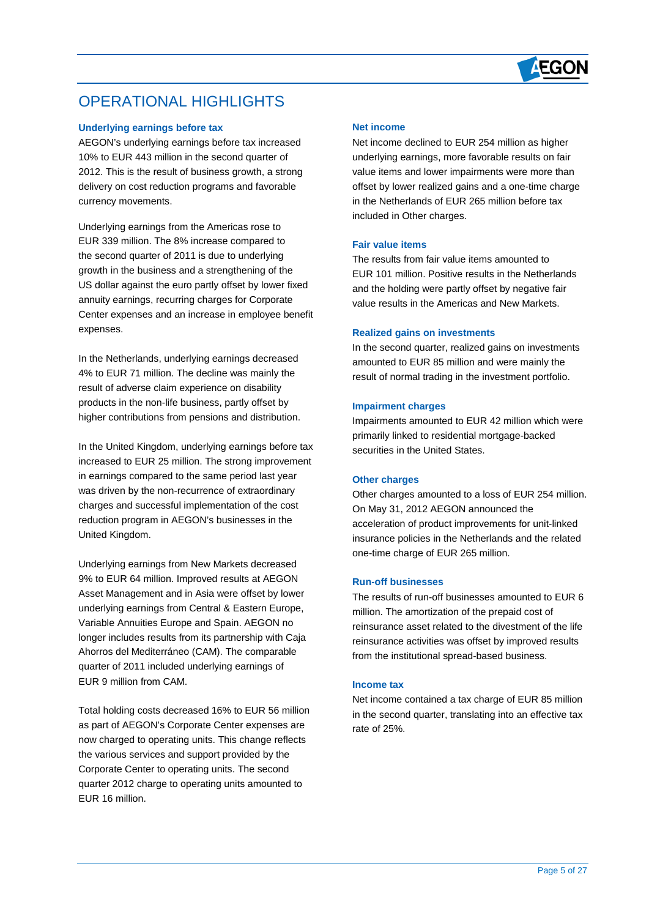# OPERATIONAL HIGHLIGHTS

### Underlying earnings before tax

AEGON's underlying earnings before tax increased 10% to EUR 443 million in the second quarter of 2012. This is the result of business growth, a strong delivery on cost reduction programs and favorable currency movements.

Underlying earnings from the Americas rose to EUR 339 million. The 8% increase compared to the second quarter of 2011 is due to underlying growth in the business and a strengthening of the US dollar against the euro partly offset by lower fixed annuity earnings, recurring charges for Corporate Center expenses and an increase in employee benefit expenses.

In the Netherlands, underlying earnings decreased 4% to EUR 71 million. The decline was mainly the result of adverse claim experience on disability products in the non-life business, partly offset by higher contributions from pensions and distribution.

In the United Kingdom, underlying earnings before tax increased to EUR 25 million. The strong improvement in earnings compared to the same period last year was driven by the non-recurrence of extraordinary charges and successful implementation of the cost reduction program in AEGON's businesses in the United Kingdom.

Underlying earnings from New Markets decreased 9% to EUR 64 million. Improved results at AEGON Asset Management and in Asia were offset by lower underlying earnings from Central & Eastern Europe, Variable Annuities Europe and Spain. AEGON no longer includes results from its partnership with Caja Ahorros del Mediterráneo (CAM). The comparable quarter of 2011 included underlying earnings of EUR 9 million from CAM.

Total holding costs decreased 16% to EUR 56 million as part of AEGON's Corporate Center expenses are now charged to operating units. This change reflects the various services and support provided by the Corporate Center to operating units. The second quarter 2012 charge to operating units amounted to EUR 16 million.

### Net income

Net income declined to EUR 254 million as higher underlying earnings, more favorable results on fair value items and lower impairments were more than offset by lower realized gains and a one-time charge in the Netherlands of EUR 265 million before tax included in Other charges.

### Fair value items

The results from fair value items amounted to EUR 101 million. Positive results in the Netherlands and the holding were partly offset by negative fair value results in the Americas and New Markets.

### Realized gains on investments

In the second quarter, realized gains on investments amounted to EUR 85 million and were mainly the result of normal trading in the investment portfolio.

### Impairment charges

Impairments amounted to EUR 42 million which were primarily linked to residential mortgage-backed securities in the United States.

### Other charges

Other charges amounted to a loss of EUR 254 million. On May 31, 2012 AEGON announced the acceleration of product improvements for unit-linked insurance policies in the Netherlands and the related one-time charge of EUR 265 million.

### Run-off businesses

The results of run-off businesses amounted to EUR 6 million. The amortization of the prepaid cost of reinsurance asset related to the divestment of the life reinsurance activities was offset by improved results from the institutional spread-based business.

### Income tax

Net income contained a tax charge of EUR 85 million in the second quarter, translating into an effective tax rate of 25%.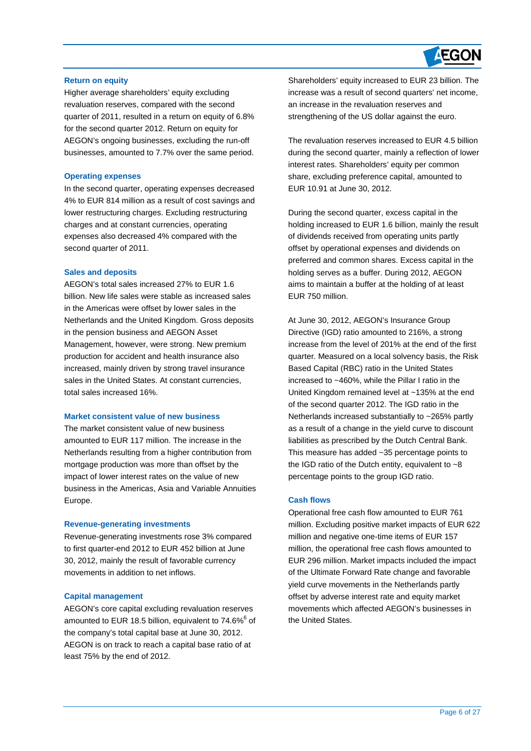### Return on equity

Higher average shareholders' equity excluding revaluation reserves, compared with the second quarter of 2011, resulted in a return on equity of 6.8% for the second quarter 2012. Return on equity for AEGON's ongoing businesses, excluding the run-off businesses, amounted to 7.7% over the same period.

### Operating expenses

In the second quarter, operating expenses decreased 4% to EUR 814 million as a result of cost savings and lower restructuring charges. Excluding restructuring charges and at constant currencies, operating expenses also decreased 4% compared with the second quarter of 2011.

### Sales and deposits

AEGON's total sales increased 27% to EUR 1.6 billion. New life sales were stable as increased sales in the Americas were offset by lower sales in the Netherlands and the United Kingdom. Gross deposits in the pension business and AEGON Asset Management, however, were strong. New premium production for accident and health insurance also increased, mainly driven by strong travel insurance sales in the United States. At constant currencies, total sales increased 16%.

### Market consistent value of new business

The market consistent value of new business amounted to EUR 117 million. The increase in the Netherlands resulting from a higher contribution from mortgage production was more than offset by the impact of lower interest rates on the value of new business in the Americas, Asia and Variable Annuities Europe.

### Revenue-generating investments

Revenue-generating investments rose 3% compared to first quarter-end 2012 to EUR 452 billion at June 30, 2012, mainly the result of favorable currency movements in addition to net inflows.

### Capital management

AEGON's core capital excluding revaluation reserves amounted to EUR 18.5 billion, equivalent to 74.6%[6] of the company's total capital base at June 30, 2012. AEGON is on track to reach a capital base ratio of at least 75% by the end of 2012.

Shareholders' equity increased to EUR 23 billion. The increase was a result of second quarters' net income, an increase in the revaluation reserves and strengthening of the US dollar against the euro.

The revaluation reserves increased to EUR 4.5 billion during the second quarter, mainly a reflection of lower interest rates. Shareholders' equity per common share, excluding preference capital, amounted to EUR 10.91 at June 30, 2012.

During the second quarter, excess capital in the holding increased to EUR 1.6 billion, mainly the result of dividends received from operating units partly offset by operational expenses and dividends on preferred and common shares. Excess capital in the holding serves as a buffer. During 2012, AEGON aims to maintain a buffer at the holding of at least EUR 750 million.

At June 30, 2012, AEGON's Insurance Group Directive (IGD) ratio amounted to 216%, a strong increase from the level of 201% at the end of the first quarter. Measured on a local solvency basis, the Risk Based Capital (RBC) ratio in the United States increased to ~460%, while the Pillar I ratio in the United Kingdom remained level at ~135% at the end of the second quarter 2012. The IGD ratio in the Netherlands increased substantially to ~265% partly as a result of a change in the yield curve to discount liabilities as prescribed by the Dutch Central Bank. This measure has added ~35 percentage points to the IGD ratio of the Dutch entity, equivalent to ~8 percentage points to the group IGD ratio.

### Cash flows

Operational free cash flow amounted to EUR 761 million. Excluding positive market impacts of EUR 622 million and negative one-time items of EUR 157 million, the operational free cash flows amounted to EUR 296 million. Market impacts included the impact of the Ultimate Forward Rate change and favorable yield curve movements in the Netherlands partly offset by adverse interest rate and equity market movements which affected AEGON's businesses in the United States.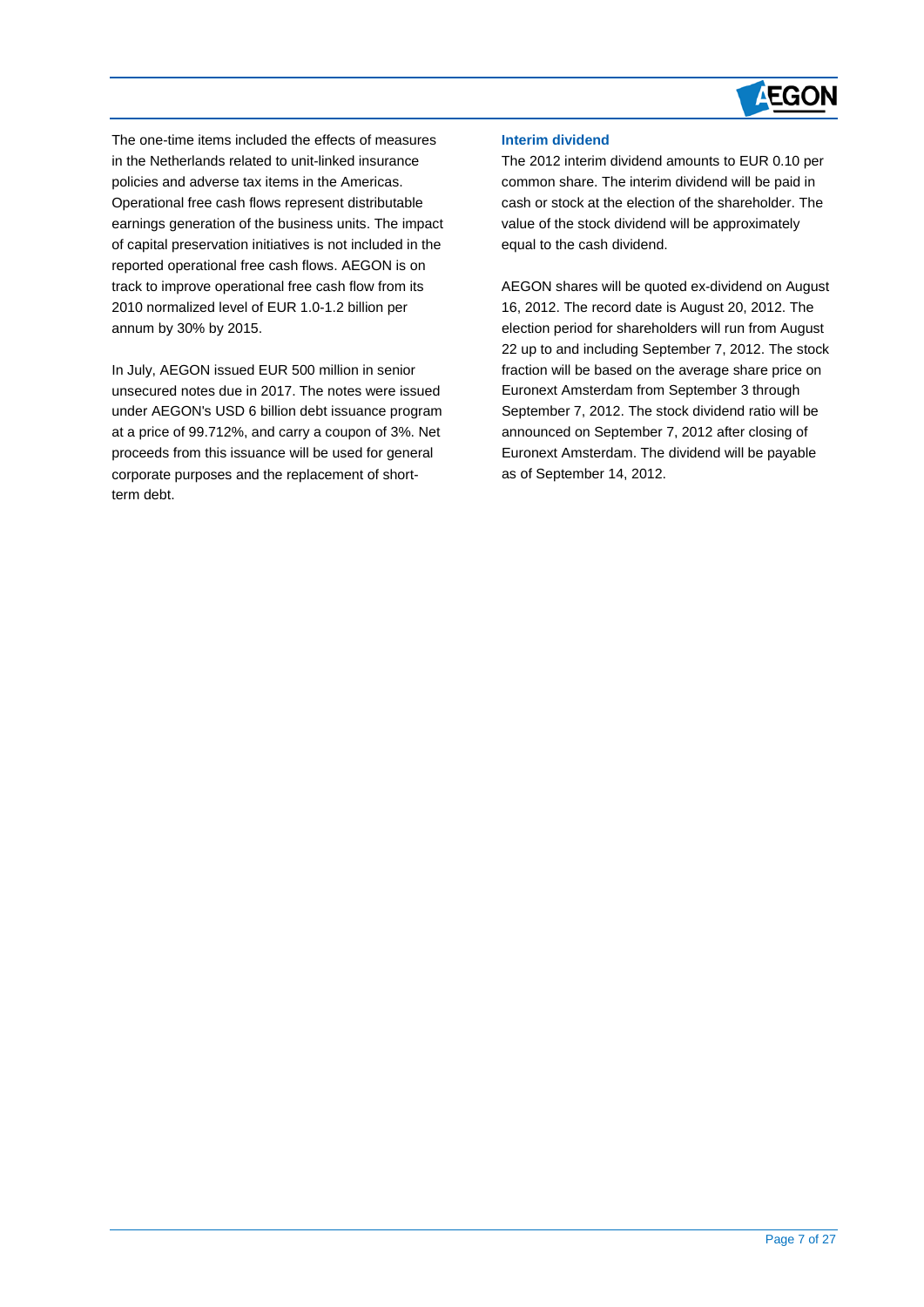The one-time items included the effects of measures in the Netherlands related to unit-linked insurance policies and adverse tax items in the Americas. Operational free cash flows represent distributable earnings generation of the business units. The impact of capital preservation initiatives is not included in the reported operational free cash flows. AEGON is on track to improve operational free cash flow from its 2010 normalized level of EUR 1.0-1.2 billion per annum by 30% by 2015.

In July, AEGON issued EUR 500 million in senior unsecured notes due in 2017. The notes were issued under AEGON's USD 6 billion debt issuance program at a price of 99.712%, and carry a coupon of 3%. Net proceeds from this issuance will be used for general corporate purposes and the replacement of short-term debt.

### Interim dividend

The 2012 interim dividend amounts to EUR 0.10 per common share. The interim dividend will be paid in cash or stock at the election of the shareholder. The value of the stock dividend will be approximately equal to the cash dividend.

AEGON shares will be quoted ex-dividend on August 16, 2012. The record date is August 20, 2012. The election period for shareholders will run from August 22 up to and including September 7, 2012. The stock fraction will be based on the average share price on Euronext Amsterdam from September 3 through September 7, 2012. The stock dividend ratio will be announced on September 7, 2012 after closing of Euronext Amsterdam. The dividend will be payable as of September 14, 2012.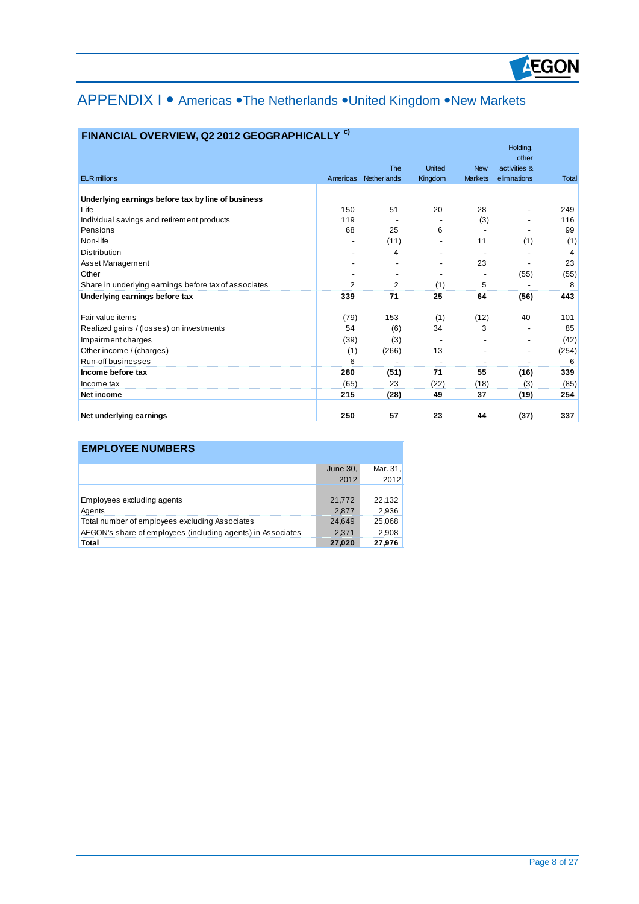# APPENDIX I • Americas • The Netherlands • United Kingdom • New Markets

## FINANCIAL OVERVIEW, Q2 2012 GEOGRAPHICALLY [c)]

| EUR millions | Americas | The Netherlands | United Kingdom | New Markets | Holding, other activities & eliminations | Total |
|---|---|---|---|---|---|---|
| **Underlying earnings before tax by line of business** | | | | | | |
| Life | 150 | 51 | 20 | 28 | - | 249 |
| Individual savings and retirement products | 119 | - | - | (3) | - | 116 |
| Pensions | 68 | 25 | 6 | - | - | 99 |
| Non-life | - | (11) | - | 11 | (1) | (1) |
| Distribution | - | 4 | - | - | - | 4 |
| Asset Management | - | - | - | 23 | - | 23 |
| Other | - | - | - | - | (55) | (55) |
| Share in underlying earnings before tax of associates | 2 | 2 | (1) | 5 | - | 8 |
| **Underlying earnings before tax** | **339** | **71** | **25** | **64** | **(56)** | **443** |
| Fair value items | (79) | 153 | (1) | (12) | 40 | 101 |
| Realized gains / (losses) on investments | 54 | (6) | 34 | 3 | - | 85 |
| Impairment charges | (39) | (3) | - | - | - | (42) |
| Other income / (charges) | (1) | (266) | 13 | - | - | (254) |
| Run-off businesses | 6 | - | - | - | - | 6 |
| **Income before tax** | **280** | **(51)** | **71** | **55** | **(16)** | **339** |
| Income tax | (65) | 23 | (22) | (18) | (3) | (85) |
| **Net income** | **215** | **(28)** | **49** | **37** | **(19)** | **254** |
| **Net underlying earnings** | **250** | **57** | **23** | **44** | **(37)** | **337** |

## EMPLOYEE NUMBERS

| | June 30, 2012 | Mar. 31, 2012 |
|---|---|---|
| Employees excluding agents | 21,772 | 22,132 |
| Agents | 2,877 | 2,936 |
| Total number of employees excluding Associates | 24,649 | 25,068 |
| AEGON's share of employees (including agents) in Associates | 2,371 | 2,908 |
| **Total** | **27,020** | **27,976** |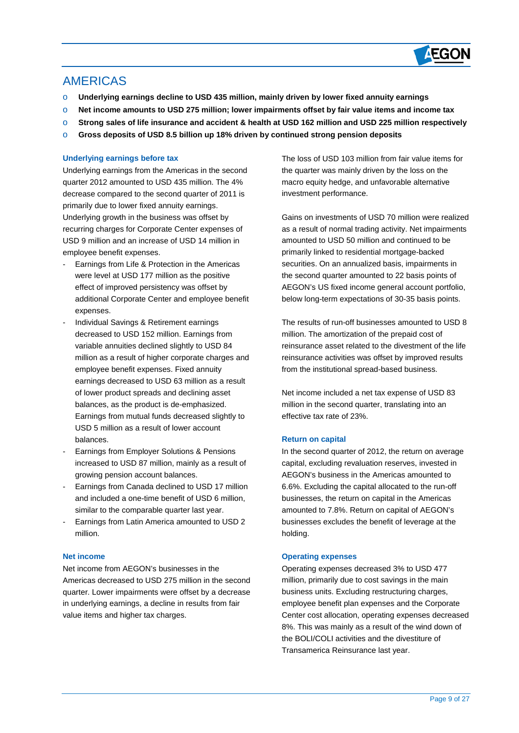## AMERICAS

- **Underlying earnings decline to USD 435 million, mainly driven by lower fixed annuity earnings**
- **Net income amounts to USD 275 million; lower impairments offset by fair value items and income tax**
- **Strong sales of life insurance and accident & health at USD 162 million and USD 225 million respectively**
- **Gross deposits of USD 8.5 billion up 18% driven by continued strong pension deposits**

### Underlying earnings before tax

Underlying earnings from the Americas in the second quarter 2012 amounted to USD 435 million. The 4% decrease compared to the second quarter of 2011 is primarily due to lower fixed annuity earnings. Underlying growth in the business was offset by recurring charges for Corporate Center expenses of USD 9 million and an increase of USD 14 million in employee benefit expenses.

- Earnings from Life & Protection in the Americas were level at USD 177 million as the positive effect of improved persistency was offset by additional Corporate Center and employee benefit expenses.
- Individual Savings & Retirement earnings decreased to USD 152 million. Earnings from variable annuities declined slightly to USD 84 million as a result of higher corporate charges and employee benefit expenses. Fixed annuity earnings decreased to USD 63 million as a result of lower product spreads and declining asset balances, as the product is de-emphasized. Earnings from mutual funds decreased slightly to USD 5 million as a result of lower account balances.
- Earnings from Employer Solutions & Pensions increased to USD 87 million, mainly as a result of growing pension account balances.
- Earnings from Canada declined to USD 17 million and included a one-time benefit of USD 6 million, similar to the comparable quarter last year.
- Earnings from Latin America amounted to USD 2 million.

### Net income

Net income from AEGON's businesses in the Americas decreased to USD 275 million in the second quarter. Lower impairments were offset by a decrease in underlying earnings, a decline in results from fair value items and higher tax charges.

The loss of USD 103 million from fair value items for the quarter was mainly driven by the loss on the macro equity hedge, and unfavorable alternative investment performance.

Gains on investments of USD 70 million were realized as a result of normal trading activity. Net impairments amounted to USD 50 million and continued to be primarily linked to residential mortgage-backed securities. On an annualized basis, impairments in the second quarter amounted to 22 basis points of AEGON's US fixed income general account portfolio, below long-term expectations of 30-35 basis points.

The results of run-off businesses amounted to USD 8 million. The amortization of the prepaid cost of reinsurance asset related to the divestment of the life reinsurance activities was offset by improved results from the institutional spread-based business.

Net income included a net tax expense of USD 83 million in the second quarter, translating into an effective tax rate of 23%.

### Return on capital

In the second quarter of 2012, the return on average capital, excluding revaluation reserves, invested in AEGON's business in the Americas amounted to 6.6%. Excluding the capital allocated to the run-off businesses, the return on capital in the Americas amounted to 7.8%. Return on capital of AEGON's businesses excludes the benefit of leverage at the holding.

### Operating expenses

Operating expenses decreased 3% to USD 477 million, primarily due to cost savings in the main business units. Excluding restructuring charges, employee benefit plan expenses and the Corporate Center cost allocation, operating expenses decreased 8%. This was mainly as a result of the wind down of the BOLI/COLI activities and the divestiture of Transamerica Reinsurance last year.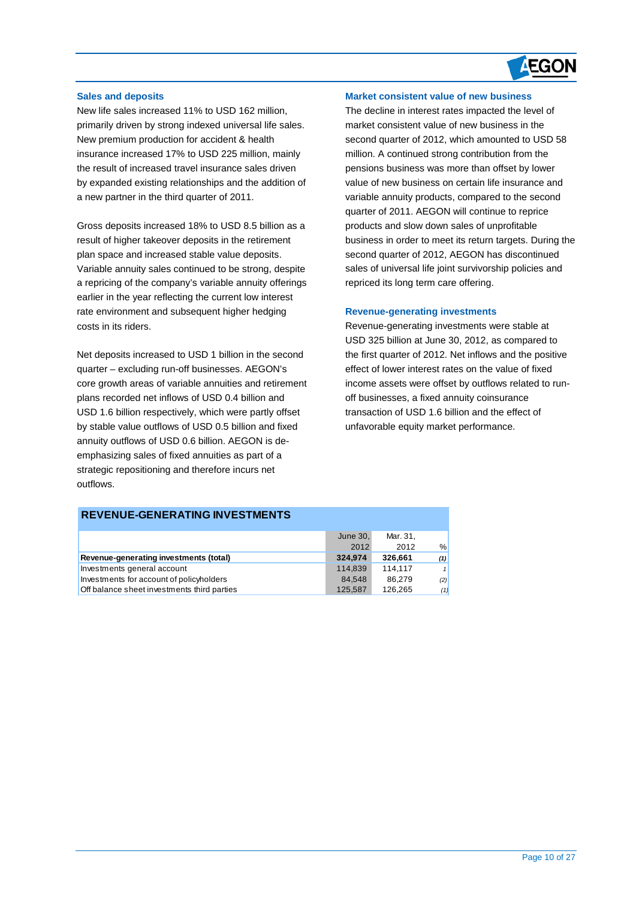### Sales and deposits

New life sales increased 11% to USD 162 million, primarily driven by strong indexed universal life sales. New premium production for accident & health insurance increased 17% to USD 225 million, mainly the result of increased travel insurance sales driven by expanded existing relationships and the addition of a new partner in the third quarter of 2011.

Gross deposits increased 18% to USD 8.5 billion as a result of higher takeover deposits in the retirement plan space and increased stable value deposits. Variable annuity sales continued to be strong, despite a repricing of the company's variable annuity offerings earlier in the year reflecting the current low interest rate environment and subsequent higher hedging costs in its riders.

Net deposits increased to USD 1 billion in the second quarter – excluding run-off businesses. AEGON's core growth areas of variable annuities and retirement plans recorded net inflows of USD 0.4 billion and USD 1.6 billion respectively, which were partly offset by stable value outflows of USD 0.5 billion and fixed annuity outflows of USD 0.6 billion. AEGON is de-emphasizing sales of fixed annuities as part of a strategic repositioning and therefore incurs net outflows.

### Market consistent value of new business

The decline in interest rates impacted the level of market consistent value of new business in the second quarter of 2012, which amounted to USD 58 million. A continued strong contribution from the pensions business was more than offset by lower value of new business on certain life insurance and variable annuity products, compared to the second quarter of 2011. AEGON will continue to reprice products and slow down sales of unprofitable business in order to meet its return targets. During the second quarter of 2012, AEGON has discontinued sales of universal life joint survivorship policies and repriced its long term care offering.

### Revenue-generating investments

Revenue-generating investments were stable at USD 325 billion at June 30, 2012, as compared to the first quarter of 2012. Net inflows and the positive effect of lower interest rates on the value of fixed income assets were offset by outflows related to run-off businesses, a fixed annuity coinsurance transaction of USD 1.6 billion and the effect of unfavorable equity market performance.

| REVENUE-GENERATING INVESTMENTS | June 30, 2012 | Mar. 31, 2012 | % |
|---|---|---|---|
| **Revenue-generating investments (total)** | **324,974** | **326,661** | ***(1)*** |
| Investments general account | 114,839 | 114,117 | *1* |
| Investments for account of policyholders | 84,548 | 86,279 | *(2)* |
| Off balance sheet investments third parties | 125,587 | 126,265 | *(1)* |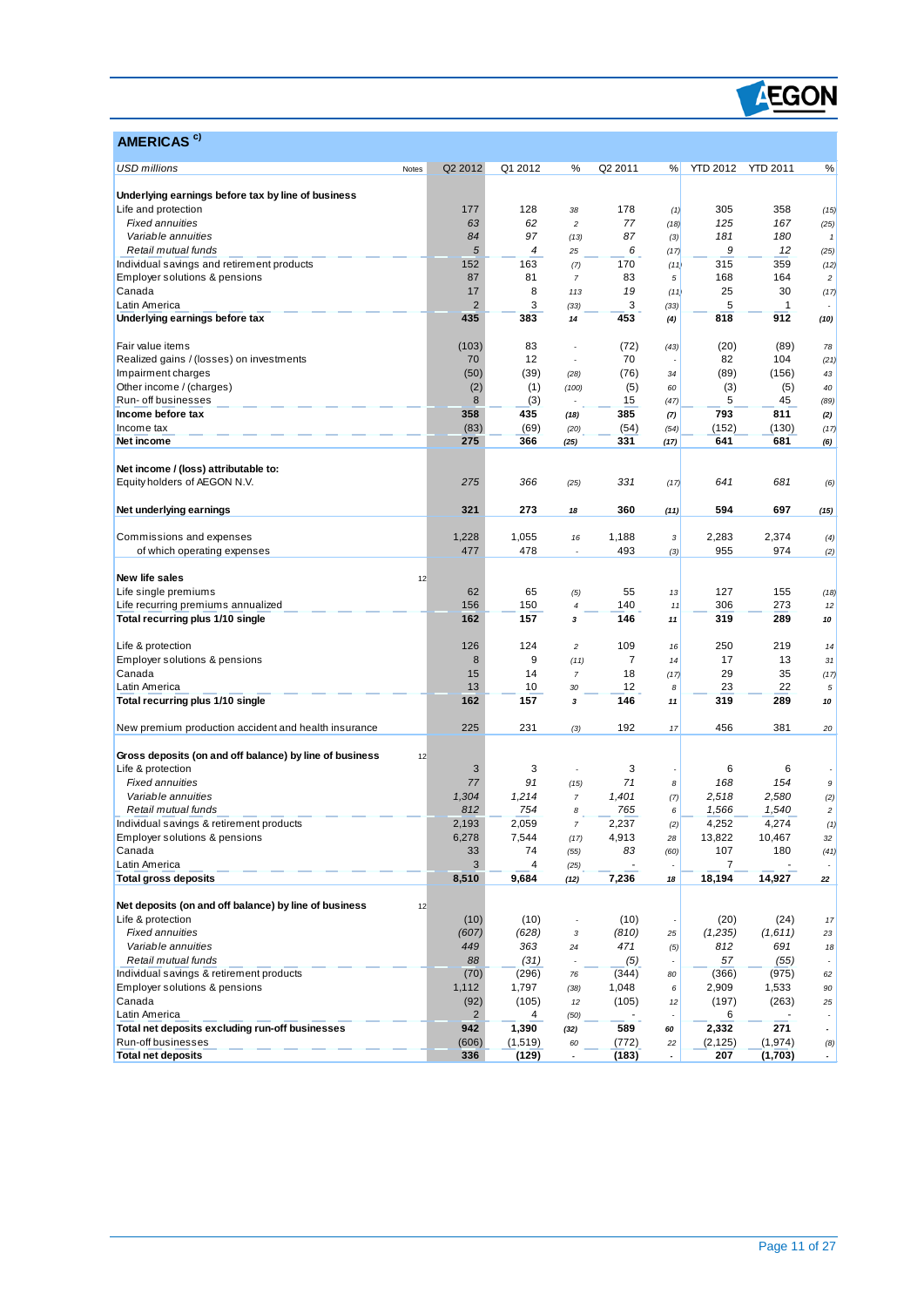## AMERICAS [c)]

| USD millions | Notes | Q2 2012 | Q1 2012 | % | Q2 2011 | % | YTD 2012 | YTD 2011 | % |
|---|---|---|---|---|---|---|---|---|---|
| **Underlying earnings before tax by line of business** | | | | | | | | | |
| Life and protection | | 177 | 128 | 38 | 178 | (1) | 305 | 358 | (15) |
| *Fixed annuities* | | *63* | *62* | *2* | *77* | *(18)* | *125* | *167* | *(25)* |
| *Variable annuities* | | *84* | *97* | *(13)* | *87* | *(3)* | *181* | *180* | *1* |
| *Retail mutual funds* | | *5* | *4* | *25* | *6* | *(17)* | *9* | *12* | *(25)* |
| Individual savings and retirement products | | 152 | 163 | (7) | 170 | (11) | 315 | 359 | (12) |
| Employer solutions & pensions | | 87 | 81 | 7 | 83 | 5 | 168 | 164 | 2 |
| Canada | | 17 | 8 | 113 | 19 | (11) | 25 | 30 | (17) |
| Latin America | | 2 | 3 | (33) | 3 | (33) | 5 | 1 | - |
| **Underlying earnings before tax** | | **435** | **383** | **14** | **453** | **(4)** | **818** | **912** | **(10)** |
| | | | | | | | | | |
| Fair value items | | (103) | 83 | - | (72) | (43) | (20) | (89) | 78 |
| Realized gains / (losses) on investments | | 70 | 12 | - | 70 | - | 82 | 104 | (21) |
| Impairment charges | | (50) | (39) | (28) | (76) | 34 | (89) | (156) | 43 |
| Other income / (charges) | | (2) | (1) | (100) | (5) | 60 | (3) | (5) | 40 |
| Run- off businesses | | 8 | (3) | - | 15 | (47) | 5 | 45 | (89) |
| **Income before tax** | | **358** | **435** | **(18)** | **385** | **(7)** | **793** | **811** | **(2)** |
| Income tax | | (83) | (69) | (20) | (54) | (54) | (152) | (130) | (17) |
| **Net income** | | **275** | **366** | **(25)** | **331** | **(17)** | **641** | **681** | **(6)** |
| | | | | | | | | | |
| **Net income / (loss) attributable to:** | | | | | | | | | |
| Equity holders of AEGON N.V. | | *275* | *366* | *(25)* | *331* | *(17)* | *641* | *681* | *(6)* |
| | | | | | | | | | |
| **Net underlying earnings** | | **321** | **273** | **18** | **360** | **(11)** | **594** | **697** | **(15)** |
| | | | | | | | | | |
| Commissions and expenses | | 1,228 | 1,055 | 16 | 1,188 | 3 | 2,283 | 2,374 | (4) |
| of which operating expenses | | 477 | 478 | - | 493 | (3) | 955 | 974 | (2) |
| | | | | | | | | | |
| **New life sales** | 12 | | | | | | | | |
| Life single premiums | | 62 | 65 | (5) | 55 | 13 | 127 | 155 | (18) |
| Life recurring premiums annualized | | 156 | 150 | 4 | 140 | 11 | 306 | 273 | 12 |
| **Total recurring plus 1/10 single** | | **162** | **157** | **3** | **146** | **11** | **319** | **289** | **10** |
| | | | | | | | | | |
| Life & protection | | 126 | 124 | 2 | 109 | 16 | 250 | 219 | 14 |
| Employer solutions & pensions | | 8 | 9 | (11) | 7 | 14 | 17 | 13 | 31 |
| Canada | | 15 | 14 | 7 | 18 | (17) | 29 | 35 | (17) |
| Latin America | | 13 | 10 | 30 | 12 | 8 | 23 | 22 | 5 |
| **Total recurring plus 1/10 single** | | **162** | **157** | **3** | **146** | **11** | **319** | **289** | **10** |
| | | | | | | | | | |
| New premium production accident and health insurance | | 225 | 231 | (3) | 192 | 17 | 456 | 381 | 20 |
| | | | | | | | | | |
| **Gross deposits (on and off balance) by line of business** | 12 | | | | | | | | |
| Life & protection | | 3 | 3 | - | 3 | - | 6 | 6 | - |
| *Fixed annuities* | | *77* | *91* | *(15)* | *71* | *8* | *168* | *154* | *9* |
| *Variable annuities* | | *1,304* | *1,214* | *7* | *1,401* | *(7)* | *2,518* | *2,580* | *(2)* |
| *Retail mutual funds* | | *812* | *754* | *8* | *765* | *6* | *1,566* | *1,540* | *2* |
| Individual savings & retirement products | | 2,193 | 2,059 | 7 | 2,237 | (2) | 4,252 | 4,274 | (1) |
| Employer solutions & pensions | | 6,278 | 7,544 | (17) | 4,913 | 28 | 13,822 | 10,467 | 32 |
| Canada | | 33 | 74 | (55) | 83 | (60) | 107 | 180 | (41) |
| Latin America | | 3 | 4 | (25) | - | - | 7 | - | - |
| **Total gross deposits** | | **8,510** | **9,684** | **(12)** | **7,236** | **18** | **18,194** | **14,927** | **22** |
| | | | | | | | | | |
| **Net deposits (on and off balance) by line of business** | 12 | | | | | | | | |
| Life & protection | | (10) | (10) | - | (10) | - | (20) | (24) | 17 |
| *Fixed annuities* | | *(607)* | *(628)* | *3* | *(810)* | *25* | *(1,235)* | *(1,611)* | *23* |
| *Variable annuities* | | *449* | *363* | *24* | *471* | *(5)* | *812* | *691* | *18* |
| *Retail mutual funds* | | *88* | *(31)* | *-* | *(5)* | *-* | *57* | *(55)* | *-* |
| Individual savings & retirement products | | (70) | (296) | 76 | (344) | 80 | (366) | (975) | 62 |
| Employer solutions & pensions | | 1,112 | 1,797 | (38) | 1,048 | 6 | 2,909 | 1,533 | 90 |
| Canada | | (92) | (105) | 12 | (105) | 12 | (197) | (263) | 25 |
| Latin America | | 2 | 4 | (50) | - | - | 6 | - | - |
| **Total net deposits excluding run-off businesses** | | **942** | **1,390** | **(32)** | **589** | **60** | **2,332** | **271** | **-** |
| Run-off businesses | | (606) | (1,519) | 60 | (772) | 22 | (2,125) | (1,974) | (8) |
| **Total net deposits** | | **336** | **(129)** | **-** | **(183)** | **-** | **207** | **(1,703)** | **-** |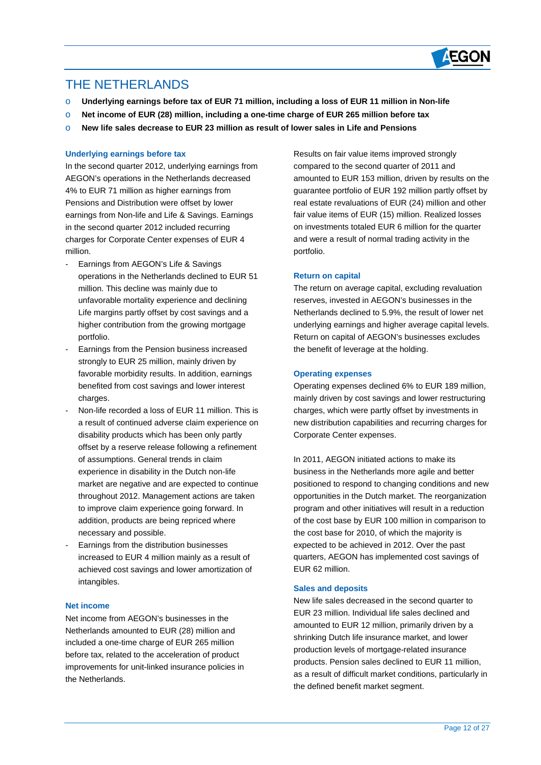# THE NETHERLANDS

- **Underlying earnings before tax of EUR 71 million, including a loss of EUR 11 million in Non-life**
- **Net income of EUR (28) million, including a one-time charge of EUR 265 million before tax**
- **New life sales decrease to EUR 23 million as result of lower sales in Life and Pensions**

## Underlying earnings before tax

In the second quarter 2012, underlying earnings from AEGON's operations in the Netherlands decreased 4% to EUR 71 million as higher earnings from Pensions and Distribution were offset by lower earnings from Non-life and Life & Savings. Earnings in the second quarter 2012 included recurring charges for Corporate Center expenses of EUR 4 million.

- Earnings from AEGON's Life & Savings operations in the Netherlands declined to EUR 51 million. This decline was mainly due to unfavorable mortality experience and declining Life margins partly offset by cost savings and a higher contribution from the growing mortgage portfolio.
- Earnings from the Pension business increased strongly to EUR 25 million, mainly driven by favorable morbidity results. In addition, earnings benefited from cost savings and lower interest charges.
- Non-life recorded a loss of EUR 11 million. This is a result of continued adverse claim experience on disability products which has been only partly offset by a reserve release following a refinement of assumptions. General trends in claim experience in disability in the Dutch non-life market are negative and are expected to continue throughout 2012. Management actions are taken to improve claim experience going forward. In addition, products are being repriced where necessary and possible.
- Earnings from the distribution businesses increased to EUR 4 million mainly as a result of achieved cost savings and lower amortization of intangibles.

## Net income

Net income from AEGON's businesses in the Netherlands amounted to EUR (28) million and included a one-time charge of EUR 265 million before tax, related to the acceleration of product improvements for unit-linked insurance policies in the Netherlands.

Results on fair value items improved strongly compared to the second quarter of 2011 and amounted to EUR 153 million, driven by results on the guarantee portfolio of EUR 192 million partly offset by real estate revaluations of EUR (24) million and other fair value items of EUR (15) million. Realized losses on investments totaled EUR 6 million for the quarter and were a result of normal trading activity in the portfolio.

## Return on capital

The return on average capital, excluding revaluation reserves, invested in AEGON's businesses in the Netherlands declined to 5.9%, the result of lower net underlying earnings and higher average capital levels. Return on capital of AEGON's businesses excludes the benefit of leverage at the holding.

## Operating expenses

Operating expenses declined 6% to EUR 189 million, mainly driven by cost savings and lower restructuring charges, which were partly offset by investments in new distribution capabilities and recurring charges for Corporate Center expenses.

In 2011, AEGON initiated actions to make its business in the Netherlands more agile and better positioned to respond to changing conditions and new opportunities in the Dutch market. The reorganization program and other initiatives will result in a reduction of the cost base by EUR 100 million in comparison to the cost base for 2010, of which the majority is expected to be achieved in 2012. Over the past quarters, AEGON has implemented cost savings of EUR 62 million.

## Sales and deposits

New life sales decreased in the second quarter to EUR 23 million. Individual life sales declined and amounted to EUR 12 million, primarily driven by a shrinking Dutch life insurance market, and lower production levels of mortgage-related insurance products. Pension sales declined to EUR 11 million, as a result of difficult market conditions, particularly in the defined benefit market segment.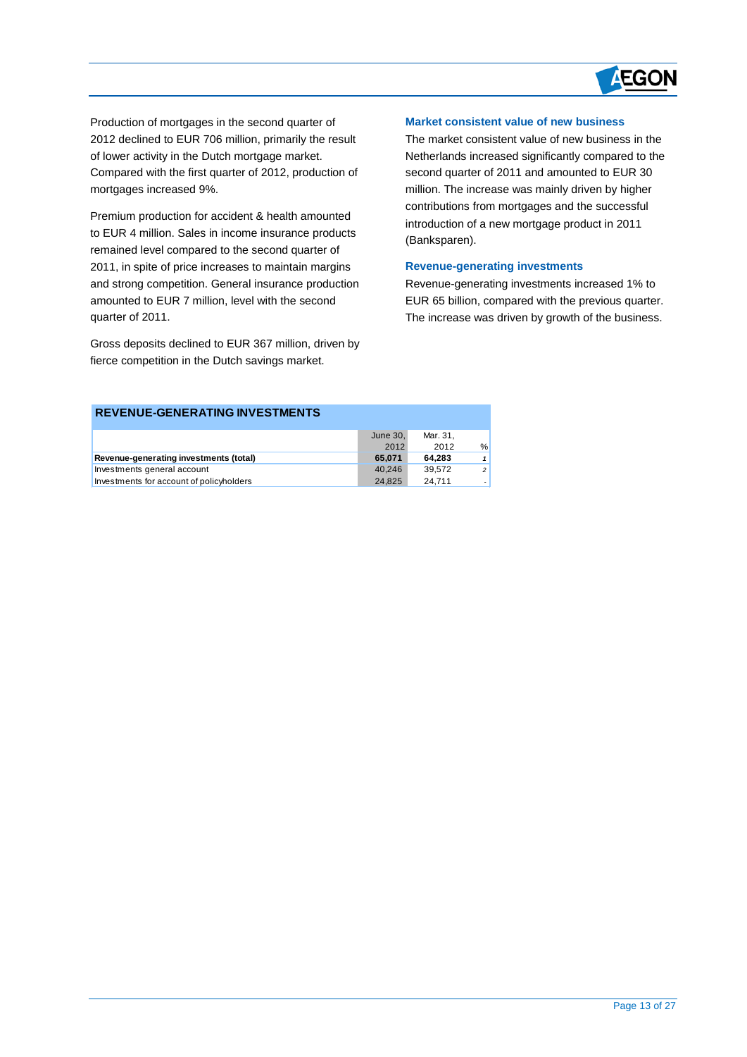Production of mortgages in the second quarter of 2012 declined to EUR 706 million, primarily the result of lower activity in the Dutch mortgage market. Compared with the first quarter of 2012, production of mortgages increased 9%.

Premium production for accident & health amounted to EUR 4 million. Sales in income insurance products remained level compared to the second quarter of 2011, in spite of price increases to maintain margins and strong competition. General insurance production amounted to EUR 7 million, level with the second quarter of 2011.

Gross deposits declined to EUR 367 million, driven by fierce competition in the Dutch savings market.

### Market consistent value of new business

The market consistent value of new business in the Netherlands increased significantly compared to the second quarter of 2011 and amounted to EUR 30 million. The increase was mainly driven by higher contributions from mortgages and the successful introduction of a new mortgage product in 2011 (Banksparen).

### Revenue-generating investments

Revenue-generating investments increased 1% to EUR 65 billion, compared with the previous quarter. The increase was driven by growth of the business.

**REVENUE-GENERATING INVESTMENTS**

| | June 30, 2012 | Mar. 31, 2012 | % |
|---|---|---|---|
| **Revenue-generating investments (total)** | **65,071** | **64,283** | *1* |
| Investments general account | 40,246 | 39,572 | *2* |
| Investments for account of policyholders | 24,825 | 24,711 | - |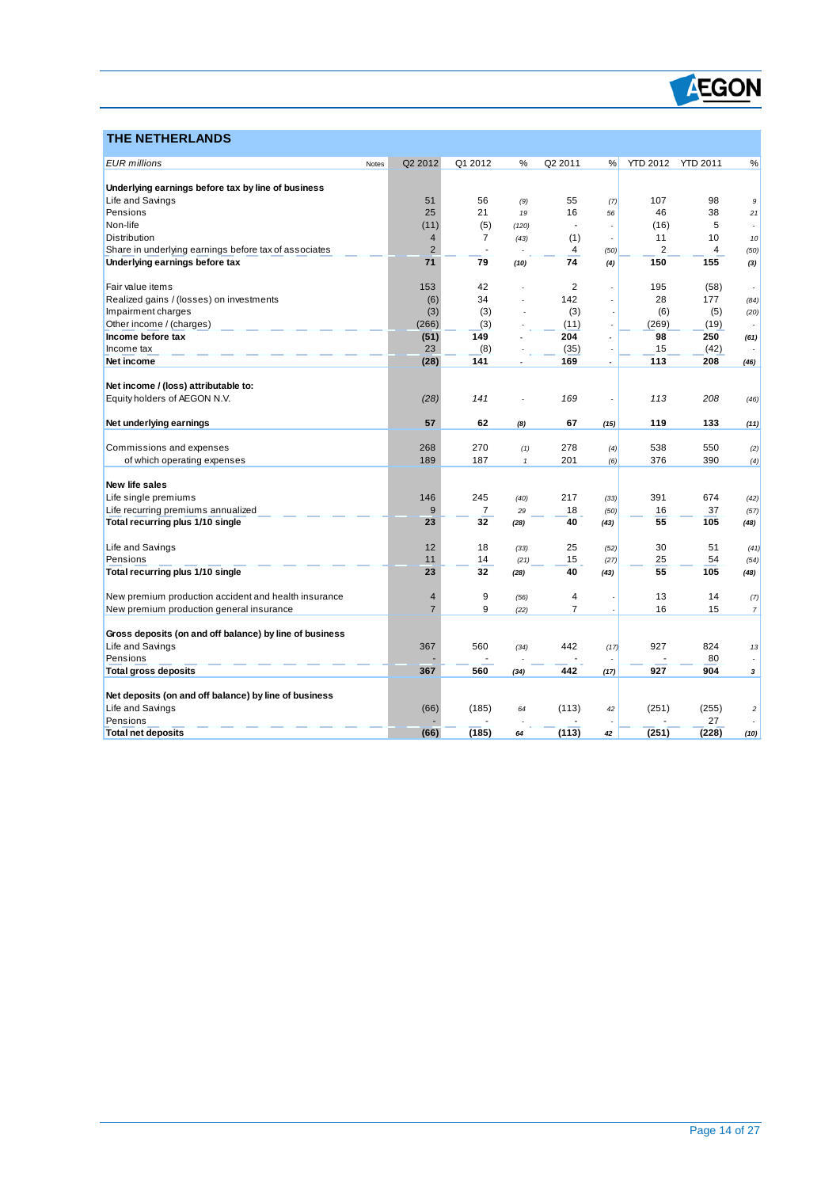## THE NETHERLANDS

| *EUR millions* | Notes | Q2 2012 | Q1 2012 | % | Q2 2011 | % | YTD 2012 | YTD 2011 | % |
|---|---|---|---|---|---|---|---|---|---|
| **Underlying earnings before tax by line of business** | | | | | | | | | |
| Life and Savings | | 51 | 56 | *(9)* | 55 | *(7)* | 107 | 98 | *9* |
| Pensions | | 25 | 21 | *19* | 16 | *56* | 46 | 38 | *21* |
| Non-life | | (11) | (5) | *(120)* | - | *-* | (16) | 5 | *-* |
| Distribution | | 4 | 7 | *(43)* | (1) | *-* | 11 | 10 | *10* |
| Share in underlying earnings before tax of associates | | 2 | - | *-* | 4 | *(50)* | 2 | 4 | *(50)* |
| **Underlying earnings before tax** | | **71** | **79** | ***(10)*** | **74** | ***(4)*** | **150** | **155** | ***(3)*** |
| | | | | | | | | | |
| Fair value items | | 153 | 42 | *-* | 2 | *-* | 195 | (58) | *-* |
| Realized gains / (losses) on investments | | (6) | 34 | *-* | 142 | *-* | 28 | 177 | *(84)* |
| Impairment charges | | (3) | (3) | *-* | (3) | *-* | (6) | (5) | *(20)* |
| Other income / (charges) | | (266) | (3) | *-* | (11) | *-* | (269) | (19) | *-* |
| **Income before tax** | | **(51)** | **149** | ***-*** | **204** | ***-*** | **98** | **250** | ***(61)*** |
| Income tax | | 23 | (8) | *-* | (35) | *-* | 15 | (42) | *-* |
| **Net income** | | **(28)** | **141** | ***-*** | **169** | ***-*** | **113** | **208** | ***(46)*** |
| | | | | | | | | | |
| **Net income / (loss) attributable to:** | | | | | | | | | |
| Equity holders of AEGON N.V. | | *(28)* | *141* | *-* | *169* | *-* | *113* | *208* | *(46)* |
| | | | | | | | | | |
| **Net underlying earnings** | | **57** | **62** | ***(8)*** | **67** | ***(15)*** | **119** | **133** | ***(11)*** |
| | | | | | | | | | |
| Commissions and expenses | | 268 | 270 | *(1)* | 278 | *(4)* | 538 | 550 | *(2)* |
| of which operating expenses | | 189 | 187 | *1* | 201 | *(6)* | 376 | 390 | *(4)* |
| | | | | | | | | | |
| **New life sales** | | | | | | | | | |
| Life single premiums | | 146 | 245 | *(40)* | 217 | *(33)* | 391 | 674 | *(42)* |
| Life recurring premiums annualized | | 9 | 7 | *29* | 18 | *(50)* | 16 | 37 | *(57)* |
| **Total recurring plus 1/10 single** | | **23** | **32** | ***(28)*** | **40** | ***(43)*** | **55** | **105** | ***(48)*** |
| | | | | | | | | | |
| Life and Savings | | 12 | 18 | *(33)* | 25 | *(52)* | 30 | 51 | *(41)* |
| Pensions | | 11 | 14 | *(21)* | 15 | *(27)* | 25 | 54 | *(54)* |
| **Total recurring plus 1/10 single** | | **23** | **32** | ***(28)*** | **40** | ***(43)*** | **55** | **105** | ***(48)*** |
| | | | | | | | | | |
| New premium production accident and health insurance | | 4 | 9 | *(56)* | 4 | *-* | 13 | 14 | *(7)* |
| New premium production general insurance | | 7 | 9 | *(22)* | 7 | *-* | 16 | 15 | *7* |
| | | | | | | | | | |
| **Gross deposits (on and off balance) by line of business** | | | | | | | | | |
| Life and Savings | | 367 | 560 | *(34)* | 442 | *(17)* | 927 | 824 | *13* |
| Pensions | | - | - | *-* | - | *-* | - | 80 | *-* |
| **Total gross deposits** | | **367** | **560** | ***(34)*** | **442** | ***(17)*** | **927** | **904** | ***3*** |
| | | | | | | | | | |
| **Net deposits (on and off balance) by line of business** | | | | | | | | | |
| Life and Savings | | (66) | (185) | *64* | (113) | *42* | (251) | (255) | *2* |
| Pensions | | - | - | *-* | - | *-* | - | 27 | *-* |
| **Total net deposits** | | **(66)** | **(185)** | ***64*** | **(113)** | ***42*** | **(251)** | **(228)** | ***(10)*** |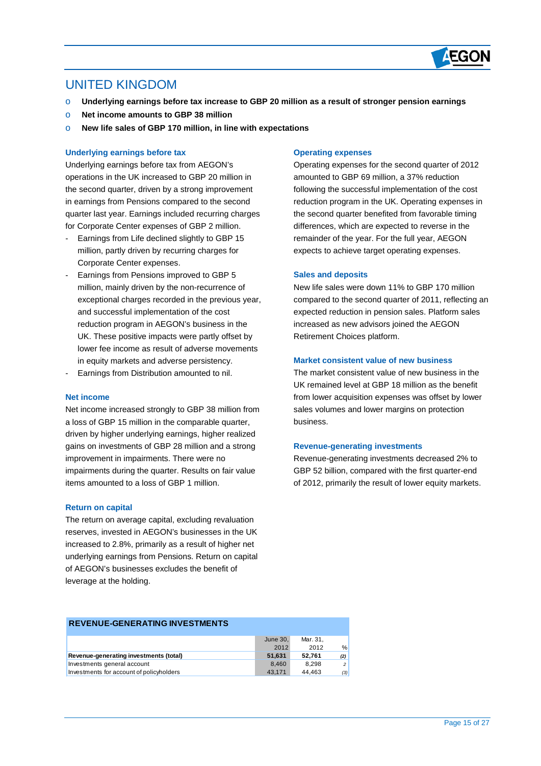# UNITED KINGDOM

- **Underlying earnings before tax increase to GBP 20 million as a result of stronger pension earnings**
- **Net income amounts to GBP 38 million**
- **New life sales of GBP 170 million, in line with expectations**

### Underlying earnings before tax

Underlying earnings before tax from AEGON's operations in the UK increased to GBP 20 million in the second quarter, driven by a strong improvement in earnings from Pensions compared to the second quarter last year. Earnings included recurring charges for Corporate Center expenses of GBP 2 million.

- Earnings from Life declined slightly to GBP 15 million, partly driven by recurring charges for Corporate Center expenses.
- Earnings from Pensions improved to GBP 5 million, mainly driven by the non-recurrence of exceptional charges recorded in the previous year, and successful implementation of the cost reduction program in AEGON's business in the UK. These positive impacts were partly offset by lower fee income as result of adverse movements in equity markets and adverse persistency.
- Earnings from Distribution amounted to nil.

### Net income

Net income increased strongly to GBP 38 million from a loss of GBP 15 million in the comparable quarter, driven by higher underlying earnings, higher realized gains on investments of GBP 28 million and a strong improvement in impairments. There were no impairments during the quarter. Results on fair value items amounted to a loss of GBP 1 million.

### Return on capital

The return on average capital, excluding revaluation reserves, invested in AEGON's businesses in the UK increased to 2.8%, primarily as a result of higher net underlying earnings from Pensions. Return on capital of AEGON's businesses excludes the benefit of leverage at the holding.

### Operating expenses

Operating expenses for the second quarter of 2012 amounted to GBP 69 million, a 37% reduction following the successful implementation of the cost reduction program in the UK. Operating expenses in the second quarter benefited from favorable timing differences, which are expected to reverse in the remainder of the year. For the full year, AEGON expects to achieve target operating expenses.

### Sales and deposits

New life sales were down 11% to GBP 170 million compared to the second quarter of 2011, reflecting an expected reduction in pension sales. Platform sales increased as new advisors joined the AEGON Retirement Choices platform.

### Market consistent value of new business

The market consistent value of new business in the UK remained level at GBP 18 million as the benefit from lower acquisition expenses was offset by lower sales volumes and lower margins on protection business.

### Revenue-generating investments

Revenue-generating investments decreased 2% to GBP 52 billion, compared with the first quarter-end of 2012, primarily the result of lower equity markets.

| REVENUE-GENERATING INVESTMENTS | June 30, 2012 | Mar. 31, 2012 | % |
|---|---|---|---|
| **Revenue-generating investments (total)** | **51,631** | **52,761** | *(2)* |
| Investments general account | 8,460 | 8,298 | *2* |
| Investments for account of policyholders | 43,171 | 44,463 | *(3)* |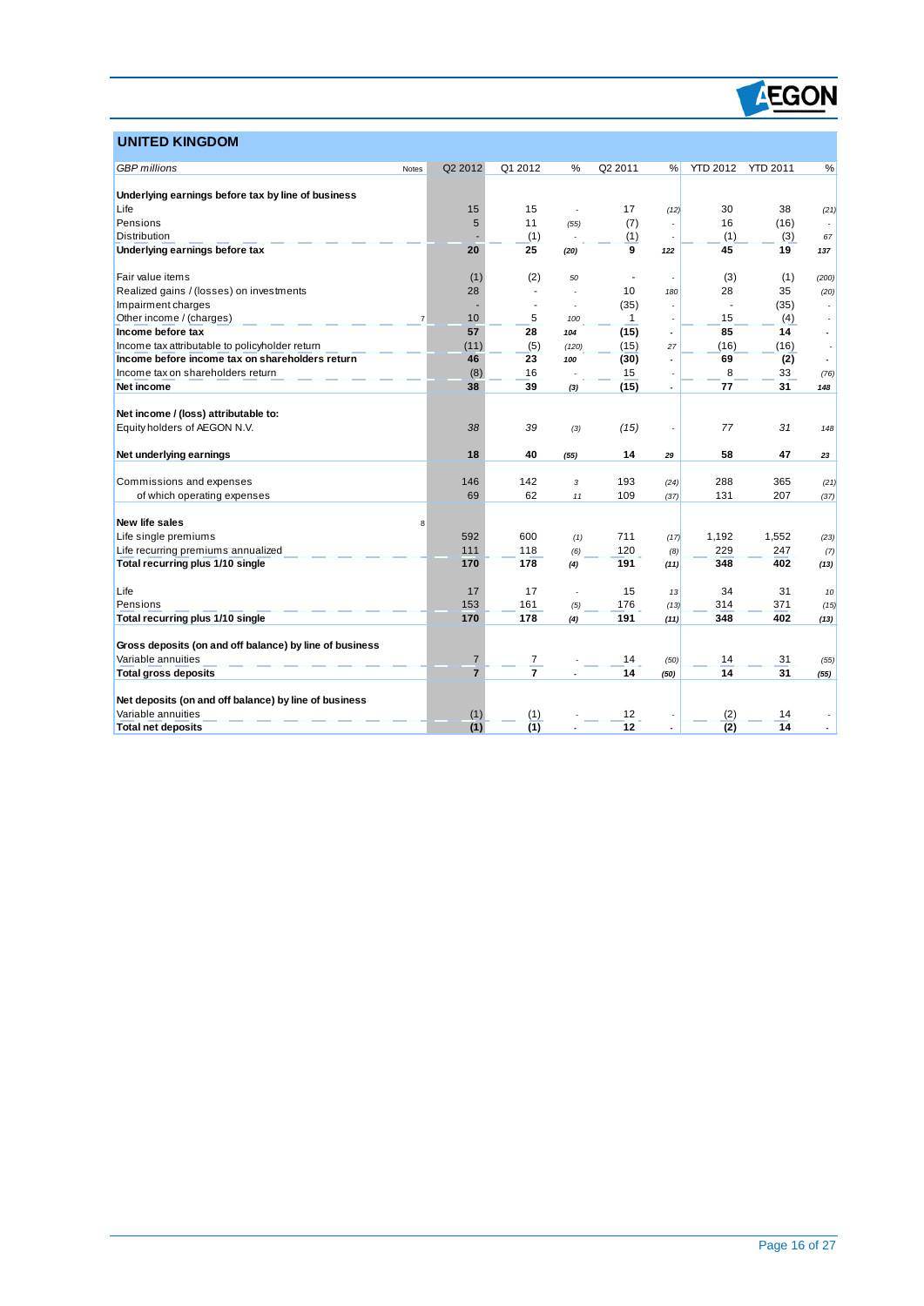## UNITED KINGDOM

| *GBP millions* | Notes | Q2 2012 | Q1 2012 | % | Q2 2011 | % | YTD 2012 | YTD 2011 | % |
|---|---|---|---|---|---|---|---|---|---|
| **Underlying earnings before tax by line of business** | | | | | | | | | |
| Life | | 15 | 15 | - | 17 | (12) | 30 | 38 | (21) |
| Pensions | | 5 | 11 | (55) | (7) | - | 16 | (16) | - |
| Distribution | | - | (1) | - | (1) | - | (1) | (3) | 67 |
| **Underlying earnings before tax** | | **20** | **25** | **(20)** | **9** | **122** | **45** | **19** | **137** |
| | | | | | | | | | |
| Fair value items | | (1) | (2) | 50 | - | - | (3) | (1) | (200) |
| Realized gains / (losses) on investments | | 28 | - | - | 10 | 180 | 28 | 35 | (20) |
| Impairment charges | | - | - | - | (35) | - | - | (35) | - |
| Other income / (charges) | 7 | 10 | 5 | 100 | 1 | - | 15 | (4) | - |
| **Income before tax** | | **57** | **28** | **104** | **(15)** | **-** | **85** | **14** | **-** |
| Income tax attributable to policyholder return | | (11) | (5) | (120) | (15) | 27 | (16) | (16) | - |
| **Income before income tax on shareholders return** | | **46** | **23** | **100** | **(30)** | **-** | **69** | **(2)** | **-** |
| Income tax on shareholders return | | (8) | 16 | - | 15 | - | 8 | 33 | (76) |
| **Net income** | | **38** | **39** | **(3)** | **(15)** | **-** | **77** | **31** | **148** |
| | | | | | | | | | |
| **Net income / (loss) attributable to:** | | | | | | | | | |
| Equity holders of AEGON N.V. | | *38* | *39* | *(3)* | *(15)* | *-* | *77* | *31* | *148* |
| | | | | | | | | | |
| **Net underlying earnings** | | **18** | **40** | **(55)** | **14** | **29** | **58** | **47** | **23** |
| | | | | | | | | | |
| Commissions and expenses | | 146 | 142 | 3 | 193 | (24) | 288 | 365 | (21) |
| of which operating expenses | | 69 | 62 | 11 | 109 | (37) | 131 | 207 | (37) |
| | | | | | | | | | |
| **New life sales** | 8 | | | | | | | | |
| Life single premiums | | 592 | 600 | (1) | 711 | (17) | 1,192 | 1,552 | (23) |
| Life recurring premiums annualized | | 111 | 118 | (6) | 120 | (8) | 229 | 247 | (7) |
| **Total recurring plus 1/10 single** | | **170** | **178** | **(4)** | **191** | **(11)** | **348** | **402** | **(13)** |
| | | | | | | | | | |
| Life | | 17 | 17 | - | 15 | 13 | 34 | 31 | 10 |
| Pensions | | 153 | 161 | (5) | 176 | (13) | 314 | 371 | (15) |
| **Total recurring plus 1/10 single** | | **170** | **178** | **(4)** | **191** | **(11)** | **348** | **402** | **(13)** |
| | | | | | | | | | |
| **Gross deposits (on and off balance) by line of business** | | | | | | | | | |
| Variable annuities | | 7 | 7 | - | 14 | (50) | 14 | 31 | (55) |
| **Total gross deposits** | | **7** | **7** | **-** | **14** | **(50)** | **14** | **31** | **(55)** |
| | | | | | | | | | |
| **Net deposits (on and off balance) by line of business** | | | | | | | | | |
| Variable annuities | | (1) | (1) | - | 12 | - | (2) | 14 | - |
| **Total net deposits** | | **(1)** | **(1)** | **-** | **12** | **-** | **(2)** | **14** | **-** |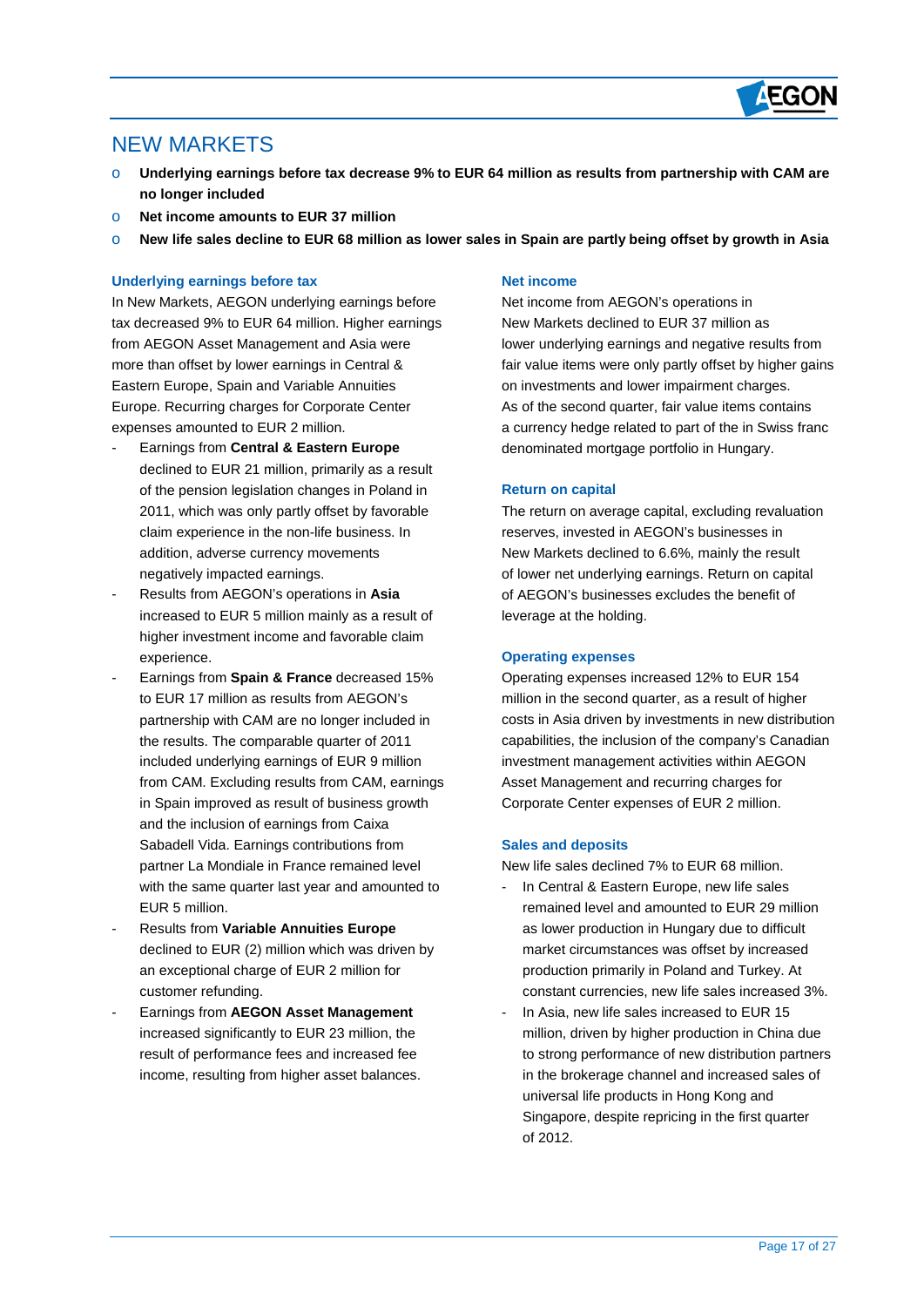# NEW MARKETS

- **Underlying earnings before tax decrease 9% to EUR 64 million as results from partnership with CAM are no longer included**
- **Net income amounts to EUR 37 million**
- **New life sales decline to EUR 68 million as lower sales in Spain are partly being offset by growth in Asia**

### Underlying earnings before tax

In New Markets, AEGON underlying earnings before tax decreased 9% to EUR 64 million. Higher earnings from AEGON Asset Management and Asia were more than offset by lower earnings in Central & Eastern Europe, Spain and Variable Annuities Europe. Recurring charges for Corporate Center expenses amounted to EUR 2 million.

- Earnings from **Central & Eastern Europe** declined to EUR 21 million, primarily as a result of the pension legislation changes in Poland in 2011, which was only partly offset by favorable claim experience in the non-life business. In addition, adverse currency movements negatively impacted earnings.
- Results from AEGON's operations in **Asia** increased to EUR 5 million mainly as a result of higher investment income and favorable claim experience.
- Earnings from **Spain & France** decreased 15% to EUR 17 million as results from AEGON's partnership with CAM are no longer included in the results. The comparable quarter of 2011 included underlying earnings of EUR 9 million from CAM. Excluding results from CAM, earnings in Spain improved as result of business growth and the inclusion of earnings from Caixa Sabadell Vida. Earnings contributions from partner La Mondiale in France remained level with the same quarter last year and amounted to EUR 5 million.
- Results from **Variable Annuities Europe** declined to EUR (2) million which was driven by an exceptional charge of EUR 2 million for customer refunding.
- Earnings from **AEGON Asset Management** increased significantly to EUR 23 million, the result of performance fees and increased fee income, resulting from higher asset balances.

### Net income

Net income from AEGON's operations in New Markets declined to EUR 37 million as lower underlying earnings and negative results from fair value items were only partly offset by higher gains on investments and lower impairment charges. As of the second quarter, fair value items contains a currency hedge related to part of the in Swiss franc denominated mortgage portfolio in Hungary.

### Return on capital

The return on average capital, excluding revaluation reserves, invested in AEGON's businesses in New Markets declined to 6.6%, mainly the result of lower net underlying earnings. Return on capital of AEGON's businesses excludes the benefit of leverage at the holding.

### Operating expenses

Operating expenses increased 12% to EUR 154 million in the second quarter, as a result of higher costs in Asia driven by investments in new distribution capabilities, the inclusion of the company's Canadian investment management activities within AEGON Asset Management and recurring charges for Corporate Center expenses of EUR 2 million.

### Sales and deposits

New life sales declined 7% to EUR 68 million.

- In Central & Eastern Europe, new life sales remained level and amounted to EUR 29 million as lower production in Hungary due to difficult market circumstances was offset by increased production primarily in Poland and Turkey. At constant currencies, new life sales increased 3%.
- In Asia, new life sales increased to EUR 15 million, driven by higher production in China due to strong performance of new distribution partners in the brokerage channel and increased sales of universal life products in Hong Kong and Singapore, despite repricing in the first quarter of 2012.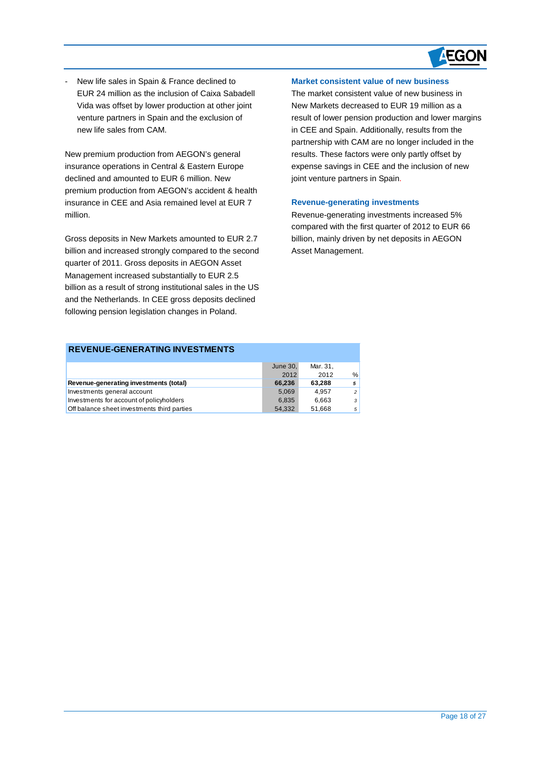- New life sales in Spain & France declined to EUR 24 million as the inclusion of Caixa Sabadell Vida was offset by lower production at other joint venture partners in Spain and the exclusion of new life sales from CAM.

New premium production from AEGON's general insurance operations in Central & Eastern Europe declined and amounted to EUR 6 million. New premium production from AEGON's accident & health insurance in CEE and Asia remained level at EUR 7 million.

Gross deposits in New Markets amounted to EUR 2.7 billion and increased strongly compared to the second quarter of 2011. Gross deposits in AEGON Asset Management increased substantially to EUR 2.5 billion as a result of strong institutional sales in the US and the Netherlands. In CEE gross deposits declined following pension legislation changes in Poland.

### Market consistent value of new business

The market consistent value of new business in New Markets decreased to EUR 19 million as a result of lower pension production and lower margins in CEE and Spain. Additionally, results from the partnership with CAM are no longer included in the results. These factors were only partly offset by expense savings in CEE and the inclusion of new joint venture partners in Spain.

### Revenue-generating investments

Revenue-generating investments increased 5% compared with the first quarter of 2012 to EUR 66 billion, mainly driven by net deposits in AEGON Asset Management.

**REVENUE-GENERATING INVESTMENTS**

| | June 30, 2012 | Mar. 31, 2012 | % |
|---|---|---|---|
| **Revenue-generating investments (total)** | **66,236** | **63,288** | ***5*** |
| Investments general account | 5,069 | 4,957 | *2* |
| Investments for account of policyholders | 6,835 | 6,663 | *3* |
| Off balance sheet investments third parties | 54,332 | 51,668 | *5* |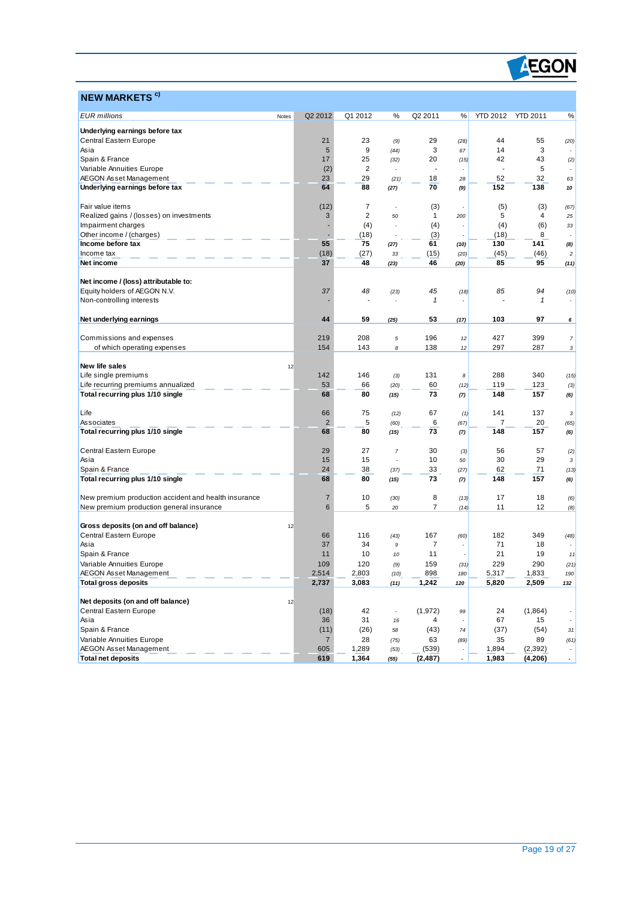## NEW MARKETS [c)]

| EUR millions | Notes | Q2 2012 | Q1 2012 | % | Q2 2011 | % | YTD 2012 | YTD 2011 | % |
|---|---|---|---|---|---|---|---|---|---|
| **Underlying earnings before tax** | | | | | | | | | |
| Central Eastern Europe | | 21 | 23 | (9) | 29 | (28) | 44 | 55 | (20) |
| Asia | | 5 | 9 | (44) | 3 | 67 | 14 | 3 | - |
| Spain & France | | 17 | 25 | (32) | 20 | (15) | 42 | 43 | (2) |
| Variable Annuities Europe | | (2) | 2 | - | - | - | - | 5 | - |
| AEGON Asset Management | | 23 | 29 | (21) | 18 | 28 | 52 | 32 | 63 |
| **Underlying earnings before tax** | | **64** | **88** | **(27)** | **70** | **(9)** | **152** | **138** | **10** |
| | | | | | | | | | |
| Fair value items | | (12) | 7 | - | (3) | - | (5) | (3) | (67) |
| Realized gains / (losses) on investments | | 3 | 2 | 50 | 1 | 200 | 5 | 4 | 25 |
| Impairment charges | | - | (4) | - | (4) | - | (4) | (6) | 33 |
| Other income / (charges) | | - | (18) | - | (3) | - | (18) | 8 | - |
| **Income before tax** | | **55** | **75** | **(27)** | **61** | **(10)** | **130** | **141** | **(8)** |
| Income tax | | (18) | (27) | 33 | (15) | (20) | (45) | (46) | 2 |
| **Net income** | | **37** | **48** | **(23)** | **46** | **(20)** | **85** | **95** | **(11)** |
| | | | | | | | | | |
| **Net income / (loss) attributable to:** | | | | | | | | | |
| Equity holders of AEGON N.V. | | *37* | *48* | *(23)* | *45* | *(18)* | *85* | *94* | *(10)* |
| Non-controlling interests | | - | - | - | *1* | - | - | *1* | - |
| | | | | | | | | | |
| **Net underlying earnings** | | **44** | **59** | **(25)** | **53** | **(17)** | **103** | **97** | **6** |
| | | | | | | | | | |
| Commissions and expenses | | 219 | 208 | 5 | 196 | 12 | 427 | 399 | 7 |
| of which operating expenses | | 154 | 143 | 8 | 138 | 12 | 297 | 287 | 3 |
| | | | | | | | | | |
| **New life sales** | 12 | | | | | | | | |
| Life single premiums | | 142 | 146 | (3) | 131 | 8 | 288 | 340 | (15) |
| Life recurring premiums annualized | | 53 | 66 | (20) | 60 | (12) | 119 | 123 | (3) |
| **Total recurring plus 1/10 single** | | **68** | **80** | **(15)** | **73** | **(7)** | **148** | **157** | **(6)** |
| | | | | | | | | | |
| Life | | 66 | 75 | (12) | 67 | (1) | 141 | 137 | 3 |
| Associates | | 2 | 5 | (60) | 6 | (67) | 7 | 20 | (65) |
| **Total recurring plus 1/10 single** | | **68** | **80** | **(15)** | **73** | **(7)** | **148** | **157** | **(6)** |
| | | | | | | | | | |
| Central Eastern Europe | | 29 | 27 | 7 | 30 | (3) | 56 | 57 | (2) |
| Asia | | 15 | 15 | - | 10 | 50 | 30 | 29 | 3 |
| Spain & France | | 24 | 38 | (37) | 33 | (27) | 62 | 71 | (13) |
| **Total recurring plus 1/10 single** | | **68** | **80** | **(15)** | **73** | **(7)** | **148** | **157** | **(6)** |
| | | | | | | | | | |
| New premium production accident and health insurance | | 7 | 10 | (30) | 8 | (13) | 17 | 18 | (6) |
| New premium production general insurance | | 6 | 5 | 20 | 7 | (14) | 11 | 12 | (8) |
| | | | | | | | | | |
| **Gross deposits (on and off balance)** | 12 | | | | | | | | |
| Central Eastern Europe | | 66 | 116 | (43) | 167 | (60) | 182 | 349 | (48) |
| Asia | | 37 | 34 | 9 | 7 | - | 71 | 18 | - |
| Spain & France | | 11 | 10 | 10 | 11 | - | 21 | 19 | 11 |
| Variable Annuities Europe | | 109 | 120 | (9) | 159 | (31) | 229 | 290 | (21) |
| AEGON Asset Management | | 2,514 | 2,803 | (10) | 898 | 180 | 5,317 | 1,833 | 190 |
| **Total gross deposits** | | **2,737** | **3,083** | **(11)** | **1,242** | **120** | **5,820** | **2,509** | **132** |
| | | | | | | | | | |
| **Net deposits (on and off balance)** | 12 | | | | | | | | |
| Central Eastern Europe | | (18) | 42 | - | (1,972) | 99 | 24 | (1,864) | - |
| Asia | | 36 | 31 | 16 | 4 | - | 67 | 15 | - |
| Spain & France | | (11) | (26) | 58 | (43) | 74 | (37) | (54) | 31 |
| Variable Annuities Europe | | 7 | 28 | (75) | 63 | (89) | 35 | 89 | (61) |
| AEGON Asset Management | | 605 | 1,289 | (53) | (539) | - | 1,894 | (2,392) | - |
| **Total net deposits** | | **619** | **1,364** | **(55)** | **(2,487)** | **-** | **1,983** | **(4,206)** | **-** |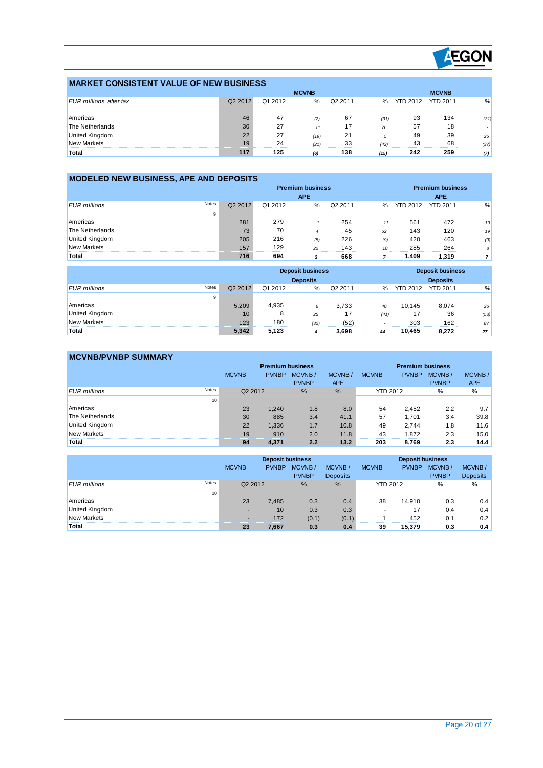## MARKET CONSISTENT VALUE OF NEW BUSINESS

| EUR millions, after tax | MCVNB | | | | | MCVNB | | |
|---|---|---|---|---|---|---|---|---|
| | Q2 2012 | Q1 2012 | % | Q2 2011 | % | YTD 2012 | YTD 2011 | % |
| Americas | 46 | 47 | (2) | 67 | (31) | 93 | 134 | (31) |
| The Netherlands | 30 | 27 | 11 | 17 | 76 | 57 | 18 | - |
| United Kingdom | 22 | 27 | (19) | 21 | 5 | 49 | 39 | 26 |
| New Markets | 19 | 24 | (21) | 33 | (42) | 43 | 68 | (37) |
| **Total** | **117** | **125** | **(6)** | **138** | **(15)** | **242** | **259** | **(7)** |

## MODELED NEW BUSINESS, APE AND DEPOSITS

| EUR millions | Notes | Premium business APE | | | | | Premium business APE | | |
|---|---|---|---|---|---|---|---|---|---|
| | | Q2 2012 | Q1 2012 | % | Q2 2011 | % | YTD 2012 | YTD 2011 | % |
| | 9 | | | | | | | | |
| Americas | | 281 | 279 | 1 | 254 | 11 | 561 | 472 | 19 |
| The Netherlands | | 73 | 70 | 4 | 45 | 62 | 143 | 120 | 19 |
| United Kingdom | | 205 | 216 | (5) | 226 | (9) | 420 | 463 | (9) |
| New Markets | | 157 | 129 | 22 | 143 | 10 | 285 | 264 | 8 |
| **Total** | | **716** | **694** | **3** | **668** | **7** | **1,409** | **1,319** | **7** |

| EUR millions | Notes | Deposit business Deposits | | | | | Deposit business Deposits | | |
|---|---|---|---|---|---|---|---|---|---|
| | | Q2 2012 | Q1 2012 | % | Q2 2011 | % | YTD 2012 | YTD 2011 | % |
| | 9 | | | | | | | | |
| Americas | | 5,209 | 4,935 | 6 | 3,733 | 40 | 10,145 | 8,074 | 26 |
| United Kingdom | | 10 | 8 | 25 | 17 | (41) | 17 | 36 | (53) |
| New Markets | | 123 | 180 | (32) | (52) | - | 303 | 162 | 87 |
| **Total** | | **5,342** | **5,123** | **4** | **3,698** | **44** | **10,465** | **8,272** | **27** |

## MCVNB/PVNBP SUMMARY

| EUR millions | Notes | Premium business | | | | Premium business | | | |
|---|---|---|---|---|---|---|---|---|---|
| | | MCVNB | PVNBP | MCVNB / PVNBP | MCVNB / APE | MCVNB | PVNBP | MCVNB / PVNBP | MCVNB / APE |
| | | Q2 2012 | | % | % | YTD 2012 | | % | % |
| | 10 | | | | | | | | |
| Americas | | 23 | 1,240 | 1.8 | 8.0 | 54 | 2,452 | 2.2 | 9.7 |
| The Netherlands | | 30 | 885 | 3.4 | 41.1 | 57 | 1,701 | 3.4 | 39.8 |
| United Kingdom | | 22 | 1,336 | 1.7 | 10.8 | 49 | 2,744 | 1.8 | 11.6 |
| New Markets | | 19 | 910 | 2.0 | 11.8 | 43 | 1,872 | 2.3 | 15.0 |
| **Total** | | **94** | **4,371** | **2.2** | **13.2** | **203** | **8,769** | **2.3** | **14.4** |

| EUR millions | Notes | Deposit business | | | | Deposit business | | | |
|---|---|---|---|---|---|---|---|---|---|
| | | MCVNB | PVNBP | MCVNB / PVNBP | MCVNB / Deposits | MCVNB | PVNBP | MCVNB / PVNBP | MCVNB / Deposits |
| | | Q2 2012 | | % | % | YTD 2012 | | % | % |
| | 10 | | | | | | | | |
| Americas | | 23 | 7,485 | 0.3 | 0.4 | 38 | 14,910 | 0.3 | 0.4 |
| United Kingdom | | - | 10 | 0.3 | 0.3 | - | 17 | 0.4 | 0.4 |
| New Markets | | - | 172 | (0.1) | (0.1) | 1 | 452 | 0.1 | 0.2 |
| **Total** | | **23** | **7,667** | **0.3** | **0.4** | **39** | **15,379** | **0.3** | **0.4** |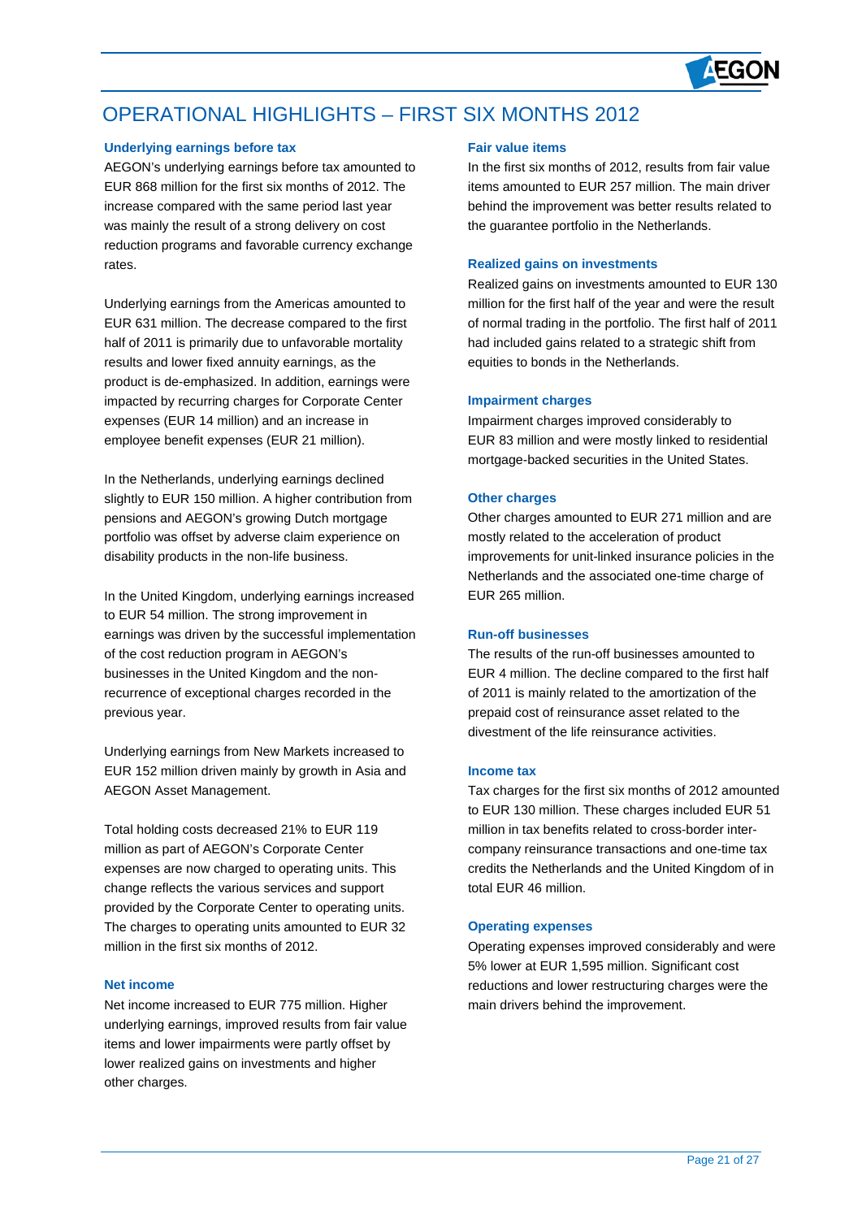# OPERATIONAL HIGHLIGHTS – FIRST SIX MONTHS 2012

### Underlying earnings before tax

AEGON's underlying earnings before tax amounted to EUR 868 million for the first six months of 2012. The increase compared with the same period last year was mainly the result of a strong delivery on cost reduction programs and favorable currency exchange rates.

Underlying earnings from the Americas amounted to EUR 631 million. The decrease compared to the first half of 2011 is primarily due to unfavorable mortality results and lower fixed annuity earnings, as the product is de-emphasized. In addition, earnings were impacted by recurring charges for Corporate Center expenses (EUR 14 million) and an increase in employee benefit expenses (EUR 21 million).

In the Netherlands, underlying earnings declined slightly to EUR 150 million. A higher contribution from pensions and AEGON's growing Dutch mortgage portfolio was offset by adverse claim experience on disability products in the non-life business.

In the United Kingdom, underlying earnings increased to EUR 54 million. The strong improvement in earnings was driven by the successful implementation of the cost reduction program in AEGON's businesses in the United Kingdom and the non-recurrence of exceptional charges recorded in the previous year.

Underlying earnings from New Markets increased to EUR 152 million driven mainly by growth in Asia and AEGON Asset Management.

Total holding costs decreased 21% to EUR 119 million as part of AEGON's Corporate Center expenses are now charged to operating units. This change reflects the various services and support provided by the Corporate Center to operating units. The charges to operating units amounted to EUR 32 million in the first six months of 2012.

### Net income

Net income increased to EUR 775 million. Higher underlying earnings, improved results from fair value items and lower impairments were partly offset by lower realized gains on investments and higher other charges.

### Fair value items

In the first six months of 2012, results from fair value items amounted to EUR 257 million. The main driver behind the improvement was better results related to the guarantee portfolio in the Netherlands.

### Realized gains on investments

Realized gains on investments amounted to EUR 130 million for the first half of the year and were the result of normal trading in the portfolio. The first half of 2011 had included gains related to a strategic shift from equities to bonds in the Netherlands.

### Impairment charges

Impairment charges improved considerably to EUR 83 million and were mostly linked to residential mortgage-backed securities in the United States.

### Other charges

Other charges amounted to EUR 271 million and are mostly related to the acceleration of product improvements for unit-linked insurance policies in the Netherlands and the associated one-time charge of EUR 265 million.

### Run-off businesses

The results of the run-off businesses amounted to EUR 4 million. The decline compared to the first half of 2011 is mainly related to the amortization of the prepaid cost of reinsurance asset related to the divestment of the life reinsurance activities.

### Income tax

Tax charges for the first six months of 2012 amounted to EUR 130 million. These charges included EUR 51 million in tax benefits related to cross-border inter-company reinsurance transactions and one-time tax credits the Netherlands and the United Kingdom of in total EUR 46 million.

### Operating expenses

Operating expenses improved considerably and were 5% lower at EUR 1,595 million. Significant cost reductions and lower restructuring charges were the main drivers behind the improvement.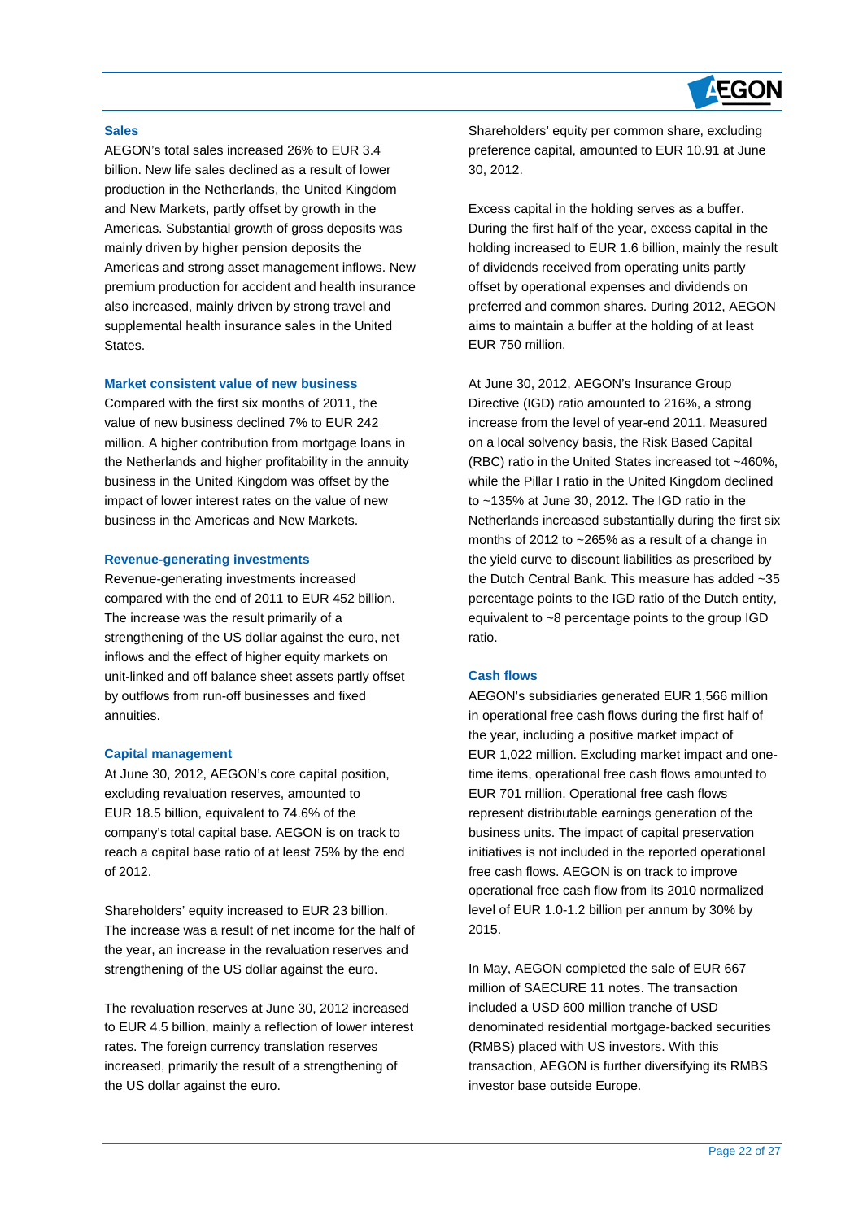## Sales

AEGON's total sales increased 26% to EUR 3.4 billion. New life sales declined as a result of lower production in the Netherlands, the United Kingdom and New Markets, partly offset by growth in the Americas. Substantial growth of gross deposits was mainly driven by higher pension deposits the Americas and strong asset management inflows. New premium production for accident and health insurance also increased, mainly driven by strong travel and supplemental health insurance sales in the United States.

## Market consistent value of new business

Compared with the first six months of 2011, the value of new business declined 7% to EUR 242 million. A higher contribution from mortgage loans in the Netherlands and higher profitability in the annuity business in the United Kingdom was offset by the impact of lower interest rates on the value of new business in the Americas and New Markets.

## Revenue-generating investments

Revenue-generating investments increased compared with the end of 2011 to EUR 452 billion. The increase was the result primarily of a strengthening of the US dollar against the euro, net inflows and the effect of higher equity markets on unit-linked and off balance sheet assets partly offset by outflows from run-off businesses and fixed annuities.

## Capital management

At June 30, 2012, AEGON's core capital position, excluding revaluation reserves, amounted to EUR 18.5 billion, equivalent to 74.6% of the company's total capital base. AEGON is on track to reach a capital base ratio of at least 75% by the end of 2012.

Shareholders' equity increased to EUR 23 billion. The increase was a result of net income for the half of the year, an increase in the revaluation reserves and strengthening of the US dollar against the euro.

The revaluation reserves at June 30, 2012 increased to EUR 4.5 billion, mainly a reflection of lower interest rates. The foreign currency translation reserves increased, primarily the result of a strengthening of the US dollar against the euro.

Shareholders' equity per common share, excluding preference capital, amounted to EUR 10.91 at June 30, 2012.

Excess capital in the holding serves as a buffer. During the first half of the year, excess capital in the holding increased to EUR 1.6 billion, mainly the result of dividends received from operating units partly offset by operational expenses and dividends on preferred and common shares. During 2012, AEGON aims to maintain a buffer at the holding of at least EUR 750 million.

At June 30, 2012, AEGON's Insurance Group Directive (IGD) ratio amounted to 216%, a strong increase from the level of year-end 2011. Measured on a local solvency basis, the Risk Based Capital (RBC) ratio in the United States increased tot ~460%, while the Pillar I ratio in the United Kingdom declined to ~135% at June 30, 2012. The IGD ratio in the Netherlands increased substantially during the first six months of 2012 to ~265% as a result of a change in the yield curve to discount liabilities as prescribed by the Dutch Central Bank. This measure has added ~35 percentage points to the IGD ratio of the Dutch entity, equivalent to ~8 percentage points to the group IGD ratio.

## Cash flows

AEGON's subsidiaries generated EUR 1,566 million in operational free cash flows during the first half of the year, including a positive market impact of EUR 1,022 million. Excluding market impact and one-time items, operational free cash flows amounted to EUR 701 million. Operational free cash flows represent distributable earnings generation of the business units. The impact of capital preservation initiatives is not included in the reported operational free cash flows. AEGON is on track to improve operational free cash flow from its 2010 normalized level of EUR 1.0-1.2 billion per annum by 30% by 2015.

In May, AEGON completed the sale of EUR 667 million of SAECURE 11 notes. The transaction included a USD 600 million tranche of USD denominated residential mortgage-backed securities (RMBS) placed with US investors. With this transaction, AEGON is further diversifying its RMBS investor base outside Europe.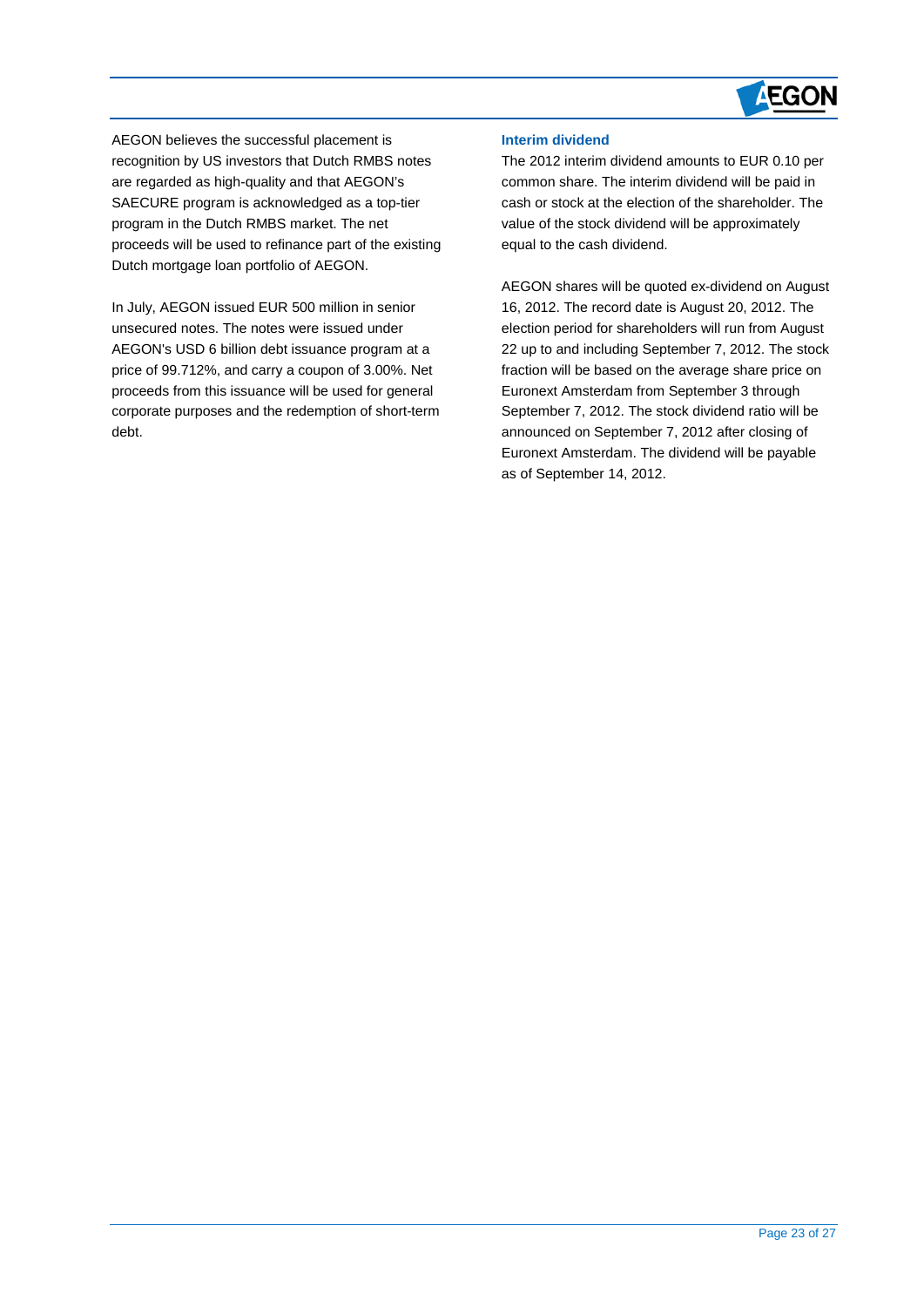AEGON believes the successful placement is recognition by US investors that Dutch RMBS notes are regarded as high-quality and that AEGON's SAECURE program is acknowledged as a top-tier program in the Dutch RMBS market. The net proceeds will be used to refinance part of the existing Dutch mortgage loan portfolio of AEGON.

In July, AEGON issued EUR 500 million in senior unsecured notes. The notes were issued under AEGON's USD 6 billion debt issuance program at a price of 99.712%, and carry a coupon of 3.00%. Net proceeds from this issuance will be used for general corporate purposes and the redemption of short-term debt.

### Interim dividend

The 2012 interim dividend amounts to EUR 0.10 per common share. The interim dividend will be paid in cash or stock at the election of the shareholder. The value of the stock dividend will be approximately equal to the cash dividend.

AEGON shares will be quoted ex-dividend on August 16, 2012. The record date is August 20, 2012. The election period for shareholders will run from August 22 up to and including September 7, 2012. The stock fraction will be based on the average share price on Euronext Amsterdam from September 3 through September 7, 2012. The stock dividend ratio will be announced on September 7, 2012 after closing of Euronext Amsterdam. The dividend will be payable as of September 14, 2012.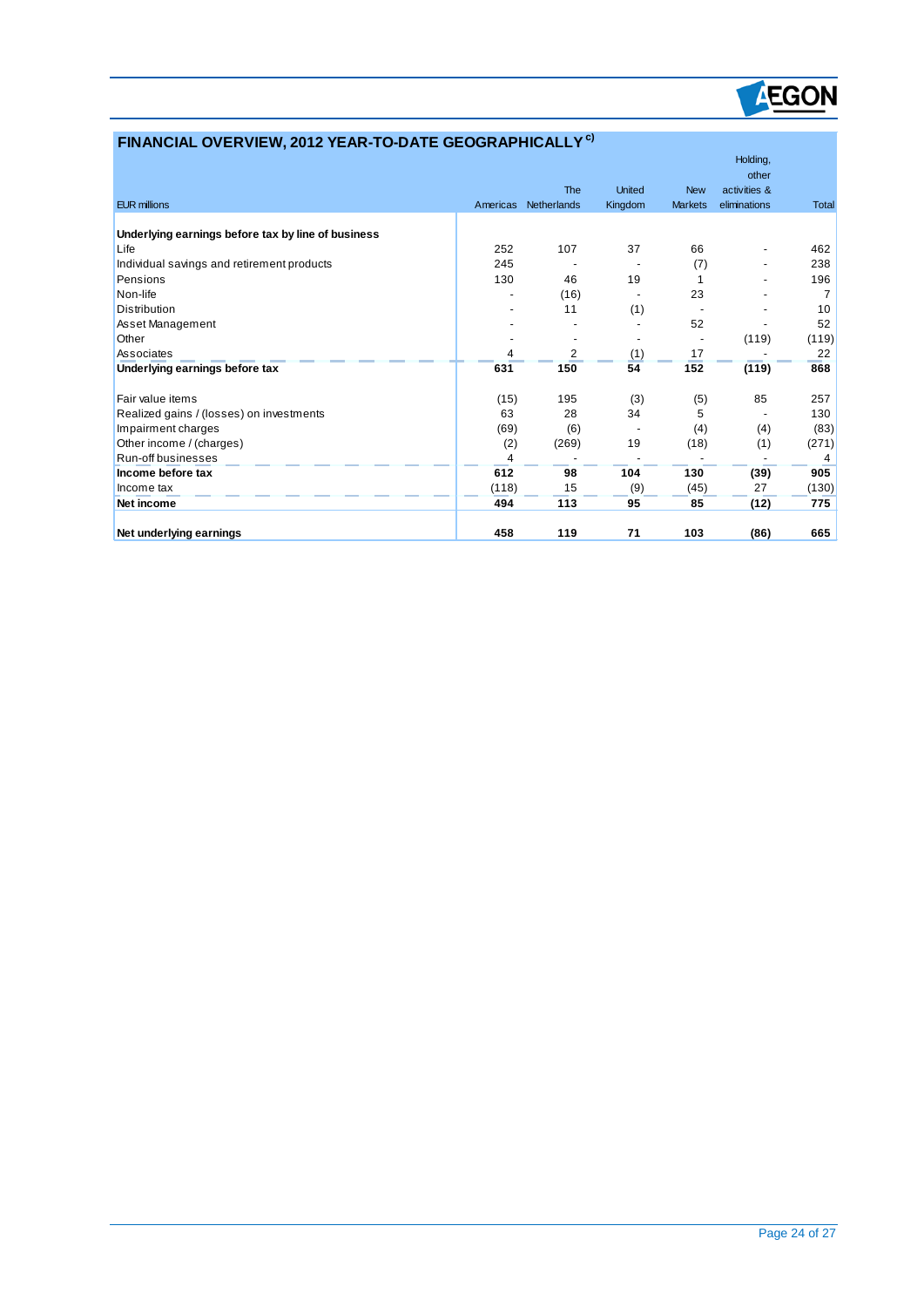## FINANCIAL OVERVIEW, 2012 YEAR-TO-DATE GEOGRAPHICALLY [c)]

| EUR millions | Americas | The Netherlands | United Kingdom | New Markets | Holding, other activities & eliminations | Total |
|---|---|---|---|---|---|---|
| **Underlying earnings before tax by line of business** | | | | | | |
| Life | 252 | 107 | 37 | 66 | - | 462 |
| Individual savings and retirement products | 245 | - | - | (7) | - | 238 |
| Pensions | 130 | 46 | 19 | 1 | - | 196 |
| Non-life | - | (16) | - | 23 | - | 7 |
| Distribution | - | 11 | (1) | - | - | 10 |
| Asset Management | - | - | - | 52 | - | 52 |
| Other | - | - | - | - | (119) | (119) |
| Associates | 4 | 2 | (1) | 17 | - | 22 |
| **Underlying earnings before tax** | **631** | **150** | **54** | **152** | **(119)** | **868** |
| | | | | | | |
| Fair value items | (15) | 195 | (3) | (5) | 85 | 257 |
| Realized gains / (losses) on investments | 63 | 28 | 34 | 5 | - | 130 |
| Impairment charges | (69) | (6) | - | (4) | (4) | (83) |
| Other income / (charges) | (2) | (269) | 19 | (18) | (1) | (271) |
| Run-off businesses | 4 | - | - | - | - | 4 |
| **Income before tax** | **612** | **98** | **104** | **130** | **(39)** | **905** |
| Income tax | (118) | 15 | (9) | (45) | 27 | (130) |
| **Net income** | **494** | **113** | **95** | **85** | **(12)** | **775** |
| | | | | | | |
| **Net underlying earnings** | **458** | **119** | **71** | **103** | **(86)** | **665** |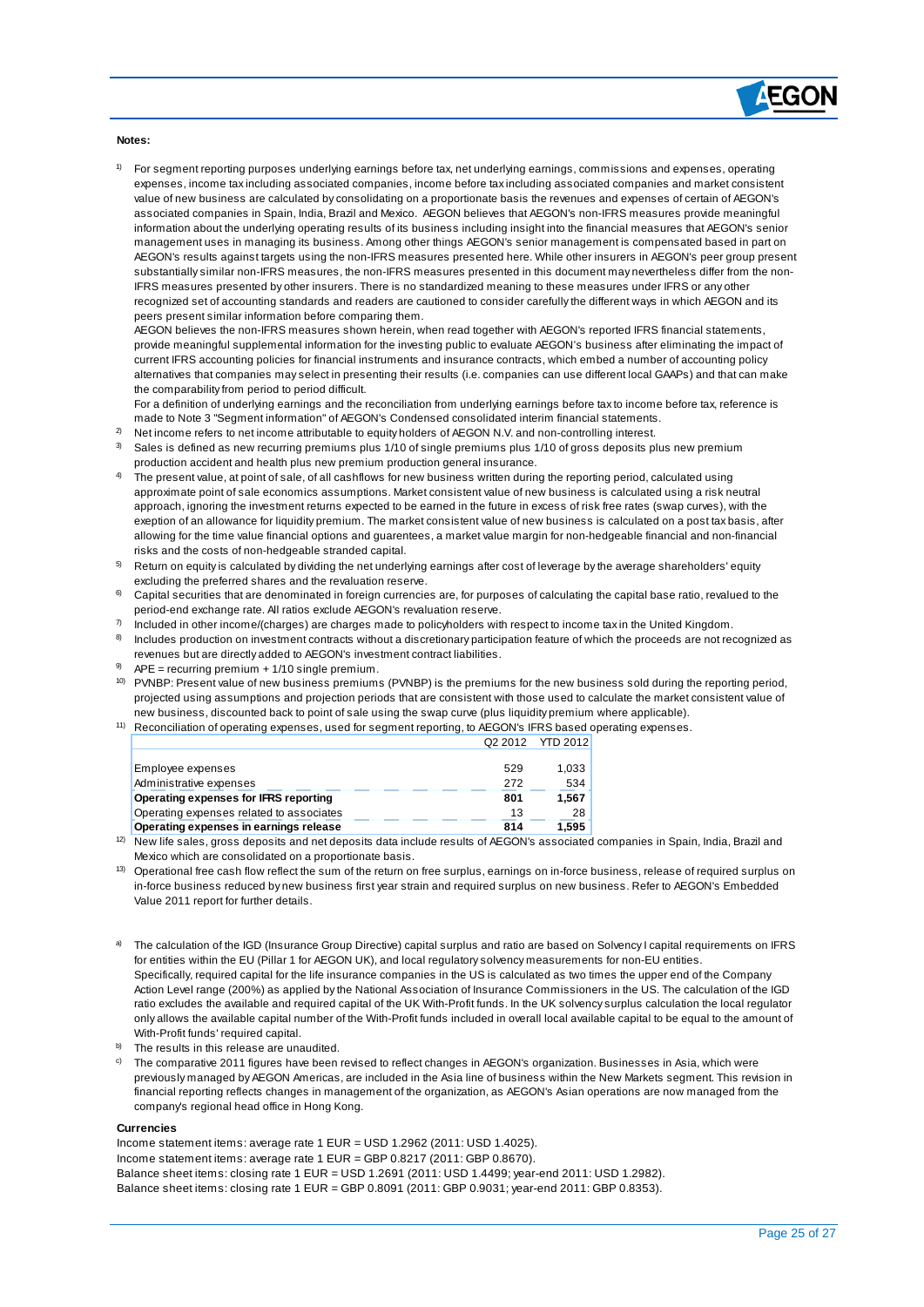**Notes:**

1) For segment reporting purposes underlying earnings before tax, net underlying earnings, commissions and expenses, operating expenses, income tax including associated companies, income before tax including associated companies and market consistent value of new business are calculated by consolidating on a proportionate basis the revenues and expenses of certain of AEGON's associated companies in Spain, India, Brazil and Mexico. AEGON believes that AEGON's non-IFRS measures provide meaningful information about the underlying operating results of its business including insight into the financial measures that AEGON's senior management uses in managing its business. Among other things AEGON's senior management is compensated based in part on AEGON's results against targets using the non-IFRS measures presented here. While other insurers in AEGON's peer group present substantially similar non-IFRS measures, the non-IFRS measures presented in this document may nevertheless differ from the non-IFRS measures presented by other insurers. There is no standardized meaning to these measures under IFRS or any other recognized set of accounting standards and readers are cautioned to consider carefully the different ways in which AEGON and its peers present similar information before comparing them.
AEGON believes the non-IFRS measures shown herein, when read together with AEGON's reported IFRS financial statements, provide meaningful supplemental information for the investing public to evaluate AEGON's business after eliminating the impact of current IFRS accounting policies for financial instruments and insurance contracts, which embed a number of accounting policy alternatives that companies may select in presenting their results (i.e. companies can use different local GAAPs) and that can make the comparability from period to period difficult.
For a definition of underlying earnings and the reconciliation from underlying earnings before tax to income before tax, reference is made to Note 3 "Segment information" of AEGON's Condensed consolidated interim financial statements.

2) Net income refers to net income attributable to equity holders of AEGON N.V. and non-controlling interest.

3) Sales is defined as new recurring premiums plus 1/10 of single premiums plus 1/10 of gross deposits plus new premium production accident and health plus new premium production general insurance.

4) The present value, at point of sale, of all cashflows for new business written during the reporting period, calculated using approximate point of sale economics assumptions. Market consistent value of new business is calculated using a risk neutral approach, ignoring the investment returns expected to be earned in the future in excess of risk free rates (swap curves), with the exeption of an allowance for liquidity premium. The market consistent value of new business is calculated on a post tax basis, after allowing for the time value financial options and guarentees, a market value margin for non-hedgeable financial and non-financial risks and the costs of non-hedgeable stranded capital.

5) Return on equity is calculated by dividing the net underlying earnings after cost of leverage by the average shareholders' equity excluding the preferred shares and the revaluation reserve.

6) Capital securities that are denominated in foreign currencies are, for purposes of calculating the capital base ratio, revalued to the period-end exchange rate. All ratios exclude AEGON's revaluation reserve.

7) Included in other income/(charges) are charges made to policyholders with respect to income tax in the United Kingdom.

8) Includes production on investment contracts without a discretionary participation feature of which the proceeds are not recognized as revenues but are directly added to AEGON's investment contract liabilities.

9) APE = recurring premium + 1/10 single premium.

10) PVNBP: Present value of new business premiums (PVNBP) is the premiums for the new business sold during the reporting period, projected using assumptions and projection periods that are consistent with those used to calculate the market consistent value of new business, discounted back to point of sale using the swap curve (plus liquidity premium where applicable).

11) Reconciliation of operating expenses, used for segment reporting, to AEGON's IFRS based operating expenses.

| | Q2 2012 | YTD 2012 |
|---|---|---|
| Employee expenses | 529 | 1,033 |
| Administrative expenses | 272 | 534 |
| **Operating expenses for IFRS reporting** | **801** | **1,567** |
| Operating expenses related to associates | 13 | 28 |
| **Operating expenses in earnings release** | **814** | **1,595** |

12) New life sales, gross deposits and net deposits data include results of AEGON's associated companies in Spain, India, Brazil and Mexico which are consolidated on a proportionate basis.

13) Operational free cash flow reflect the sum of the return on free surplus, earnings on in-force business, release of required surplus on in-force business reduced by new business first year strain and required surplus on new business. Refer to AEGON's Embedded Value 2011 report for further details.

a) The calculation of the IGD (Insurance Group Directive) capital surplus and ratio are based on Solvency I capital requirements on IFRS for entities within the EU (Pillar 1 for AEGON UK), and local regulatory solvency measurements for non-EU entities.
Specifically, required capital for the life insurance companies in the US is calculated as two times the upper end of the Company Action Level range (200%) as applied by the National Association of Insurance Commissioners in the US. The calculation of the IGD ratio excludes the available and required capital of the UK With-Profit funds. In the UK solvency surplus calculation the local regulator only allows the available capital number of the With-Profit funds included in overall local available capital to be equal to the amount of With-Profit funds' required capital.

b) The results in this release are unaudited.

c) The comparative 2011 figures have been revised to reflect changes in AEGON's organization. Businesses in Asia, which were previously managed by AEGON Americas, are included in the Asia line of business within the New Markets segment. This revision in financial reporting reflects changes in management of the organization, as AEGON's Asian operations are now managed from the company's regional head office in Hong Kong.

**Currencies**

Income statement items: average rate 1 EUR = USD 1.2962 (2011: USD 1.4025).
Income statement items: average rate 1 EUR = GBP 0.8217 (2011: GBP 0.8670).
Balance sheet items: closing rate 1 EUR = USD 1.2691 (2011: USD 1.4499; year-end 2011: USD 1.2982).
Balance sheet items: closing rate 1 EUR = GBP 0.8091 (2011: GBP 0.9031; year-end 2011: GBP 0.8353).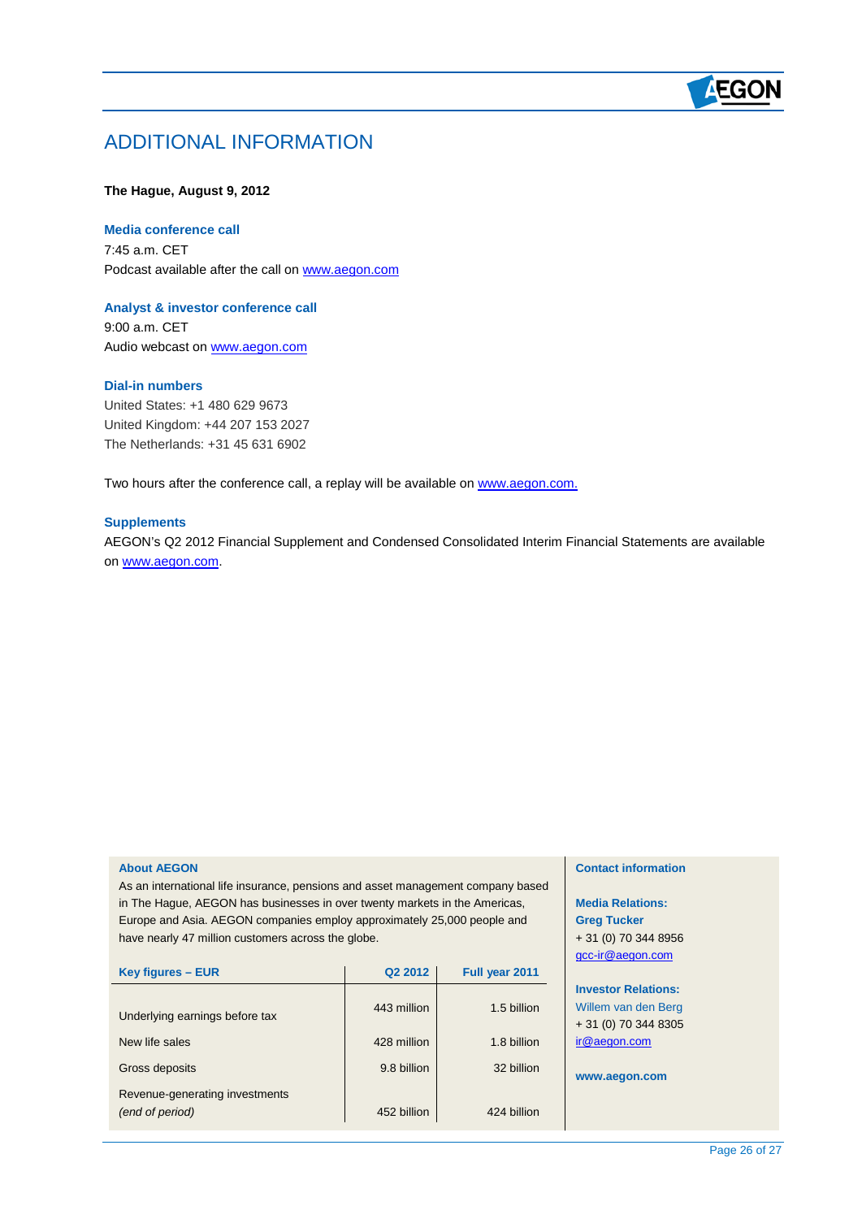# ADDITIONAL INFORMATION

**The Hague, August 9, 2012**

### Media conference call

7:45 a.m. CET
Podcast available after the call on www.aegon.com

### Analyst & investor conference call

9:00 a.m. CET
Audio webcast on www.aegon.com

### Dial-in numbers

United States: +1 480 629 9673
United Kingdom: +44 207 153 2027
The Netherlands: +31 45 631 6902

Two hours after the conference call, a replay will be available on www.aegon.com.

### Supplements

AEGON's Q2 2012 Financial Supplement and Condensed Consolidated Interim Financial Statements are available on www.aegon.com.

### About AEGON

As an international life insurance, pensions and asset management company based in The Hague, AEGON has businesses in over twenty markets in the Americas, Europe and Asia. AEGON companies employ approximately 25,000 people and have nearly 47 million customers across the globe.

| Key figures – EUR | Q2 2012 | Full year 2011 |
|---|---|---|
| Underlying earnings before tax | 443 million | 1.5 billion |
| New life sales | 428 million | 1.8 billion |
| Gross deposits | 9.8 billion | 32 billion |
| Revenue-generating investments *(end of period)* | 452 billion | 424 billion |

### Contact information

**Media Relations:**
**Greg Tucker**
+ 31 (0) 70 344 8956
gcc-ir@aegon.com

**Investor Relations:**
Willem van den Berg
+ 31 (0) 70 344 8305
ir@aegon.com

**www.aegon.com**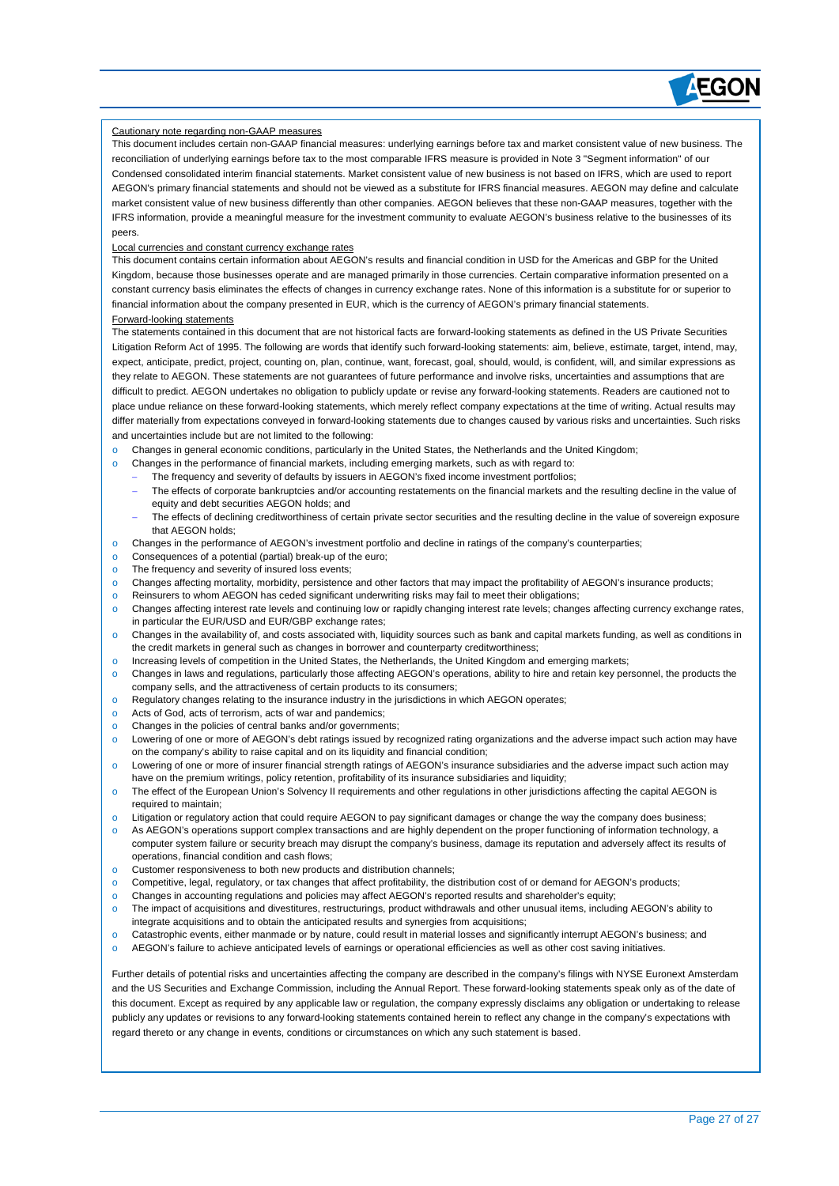<u>Cautionary note regarding non-GAAP measures</u>

This document includes certain non-GAAP financial measures: underlying earnings before tax and market consistent value of new business. The reconciliation of underlying earnings before tax to the most comparable IFRS measure is provided in Note 3 "Segment information" of our Condensed consolidated interim financial statements. Market consistent value of new business is not based on IFRS, which are used to report AEGON's primary financial statements and should not be viewed as a substitute for IFRS financial measures. AEGON may define and calculate market consistent value of new business differently than other companies. AEGON believes that these non-GAAP measures, together with the IFRS information, provide a meaningful measure for the investment community to evaluate AEGON's business relative to the businesses of its peers.

<u>Local currencies and constant currency exchange rates</u>

This document contains certain information about AEGON's results and financial condition in USD for the Americas and GBP for the United Kingdom, because those businesses operate and are managed primarily in those currencies. Certain comparative information presented on a constant currency basis eliminates the effects of changes in currency exchange rates. None of this information is a substitute for or superior to financial information about the company presented in EUR, which is the currency of AEGON's primary financial statements.

<u>Forward-looking statements</u>

The statements contained in this document that are not historical facts are forward-looking statements as defined in the US Private Securities Litigation Reform Act of 1995. The following are words that identify such forward-looking statements: aim, believe, estimate, target, intend, may, expect, anticipate, predict, project, counting on, plan, continue, want, forecast, goal, should, would, is confident, will, and similar expressions as they relate to AEGON. These statements are not guarantees of future performance and involve risks, uncertainties and assumptions that are difficult to predict. AEGON undertakes no obligation to publicly update or revise any forward-looking statements. Readers are cautioned not to place undue reliance on these forward-looking statements, which merely reflect company expectations at the time of writing. Actual results may differ materially from expectations conveyed in forward-looking statements due to changes caused by various risks and uncertainties. Such risks and uncertainties include but are not limited to the following:

- Changes in general economic conditions, particularly in the United States, the Netherlands and the United Kingdom;
- Changes in the performance of financial markets, including emerging markets, such as with regard to:
  - The frequency and severity of defaults by issuers in AEGON's fixed income investment portfolios;
  - The effects of corporate bankruptcies and/or accounting restatements on the financial markets and the resulting decline in the value of equity and debt securities AEGON holds; and
  - The effects of declining creditworthiness of certain private sector securities and the resulting decline in the value of sovereign exposure that AEGON holds;
- Changes in the performance of AEGON's investment portfolio and decline in ratings of the company's counterparties;
- Consequences of a potential (partial) break-up of the euro;
- The frequency and severity of insured loss events;
- Changes affecting mortality, morbidity, persistence and other factors that may impact the profitability of AEGON's insurance products;
- Reinsurers to whom AEGON has ceded significant underwriting risks may fail to meet their obligations;
- Changes affecting interest rate levels and continuing low or rapidly changing interest rate levels; changes affecting currency exchange rates, in particular the EUR/USD and EUR/GBP exchange rates;
- Changes in the availability of, and costs associated with, liquidity sources such as bank and capital markets funding, as well as conditions in the credit markets in general such as changes in borrower and counterparty creditworthiness;
- Increasing levels of competition in the United States, the Netherlands, the United Kingdom and emerging markets;
- Changes in laws and regulations, particularly those affecting AEGON's operations, ability to hire and retain key personnel, the products the company sells, and the attractiveness of certain products to its consumers;
- Regulatory changes relating to the insurance industry in the jurisdictions in which AEGON operates;
- Acts of God, acts of terrorism, acts of war and pandemics;
- Changes in the policies of central banks and/or governments;
- Lowering of one or more of AEGON's debt ratings issued by recognized rating organizations and the adverse impact such action may have on the company's ability to raise capital and on its liquidity and financial condition;
- Lowering of one or more of insurer financial strength ratings of AEGON's insurance subsidiaries and the adverse impact such action may have on the premium writings, policy retention, profitability of its insurance subsidiaries and liquidity;
- The effect of the European Union's Solvency II requirements and other regulations in other jurisdictions affecting the capital AEGON is required to maintain;
- Litigation or regulatory action that could require AEGON to pay significant damages or change the way the company does business;
- As AEGON's operations support complex transactions and are highly dependent on the proper functioning of information technology, a computer system failure or security breach may disrupt the company's business, damage its reputation and adversely affect its results of operations, financial condition and cash flows;
- Customer responsiveness to both new products and distribution channels;
- Competitive, legal, regulatory, or tax changes that affect profitability, the distribution cost of or demand for AEGON's products;
- Changes in accounting regulations and policies may affect AEGON's reported results and shareholder's equity;
- The impact of acquisitions and divestitures, restructurings, product withdrawals and other unusual items, including AEGON's ability to integrate acquisitions and to obtain the anticipated results and synergies from acquisitions;
- Catastrophic events, either manmade or by nature, could result in material losses and significantly interrupt AEGON's business; and
- AEGON's failure to achieve anticipated levels of earnings or operational efficiencies as well as other cost saving initiatives.

Further details of potential risks and uncertainties affecting the company are described in the company's filings with NYSE Euronext Amsterdam and the US Securities and Exchange Commission, including the Annual Report. These forward-looking statements speak only as of the date of this document. Except as required by any applicable law or regulation, the company expressly disclaims any obligation or undertaking to release publicly any updates or revisions to any forward-looking statements contained herein to reflect any change in the company's expectations with regard thereto or any change in events, conditions or circumstances on which any such statement is based.